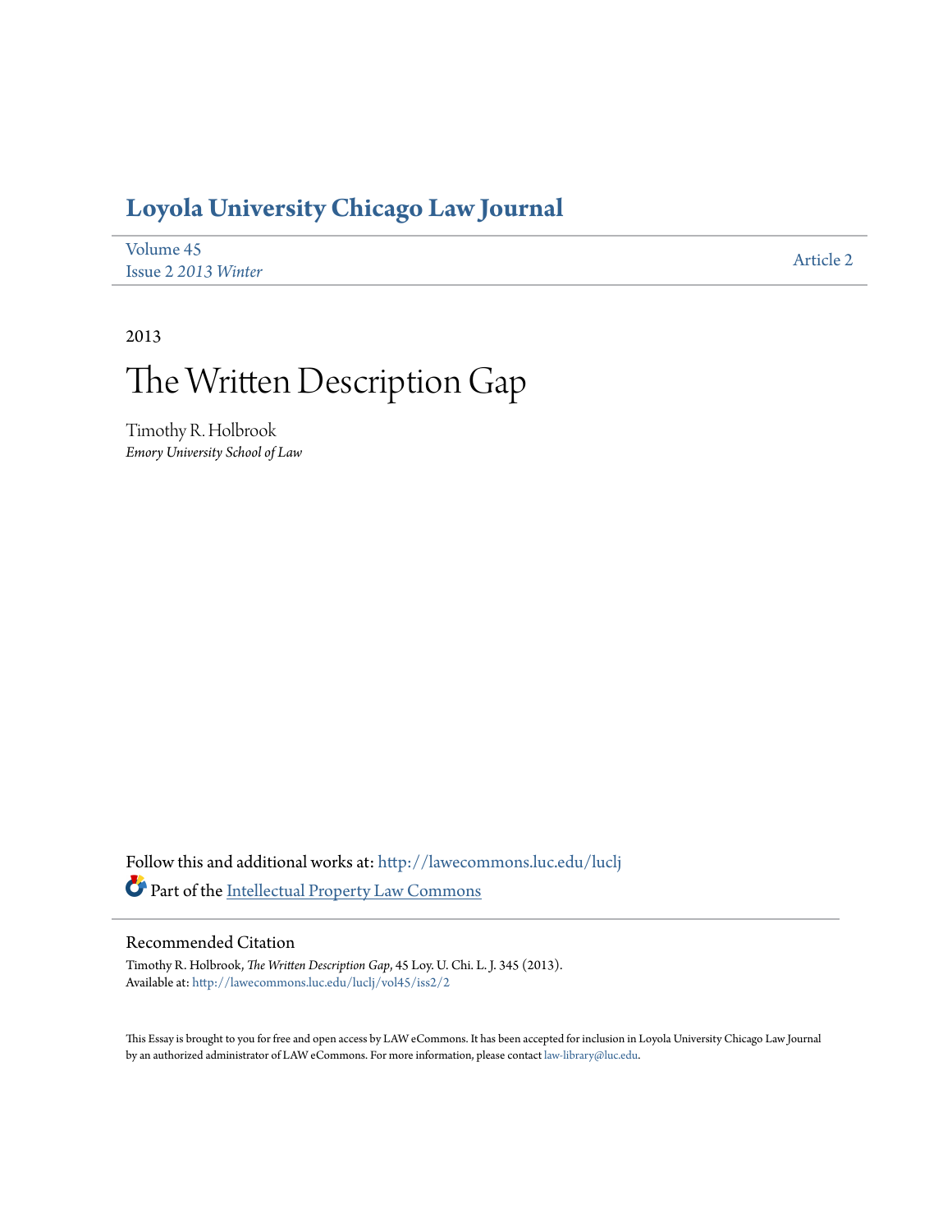# Loyola University Chicago Law Journal

Volume 45
Issue 2 *2013 Winter*

Article 2

2013

# The Written Description Gap

Timothy R. Holbrook
*Emory University School of Law*

Follow this and additional works at: http://lawecommons.luc.edu/luclj

Part of the Intellectual Property Law Commons

## Recommended Citation

Timothy R. Holbrook, *The Written Description Gap*, 45 Loy. U. Chi. L. J. 345 (2013).
Available at: http://lawecommons.luc.edu/luclj/vol45/iss2/2

This Essay is brought to you for free and open access by LAW eCommons. It has been accepted for inclusion in Loyola University Chicago Law Journal by an authorized administrator of LAW eCommons. For more information, please contact law-library@luc.edu.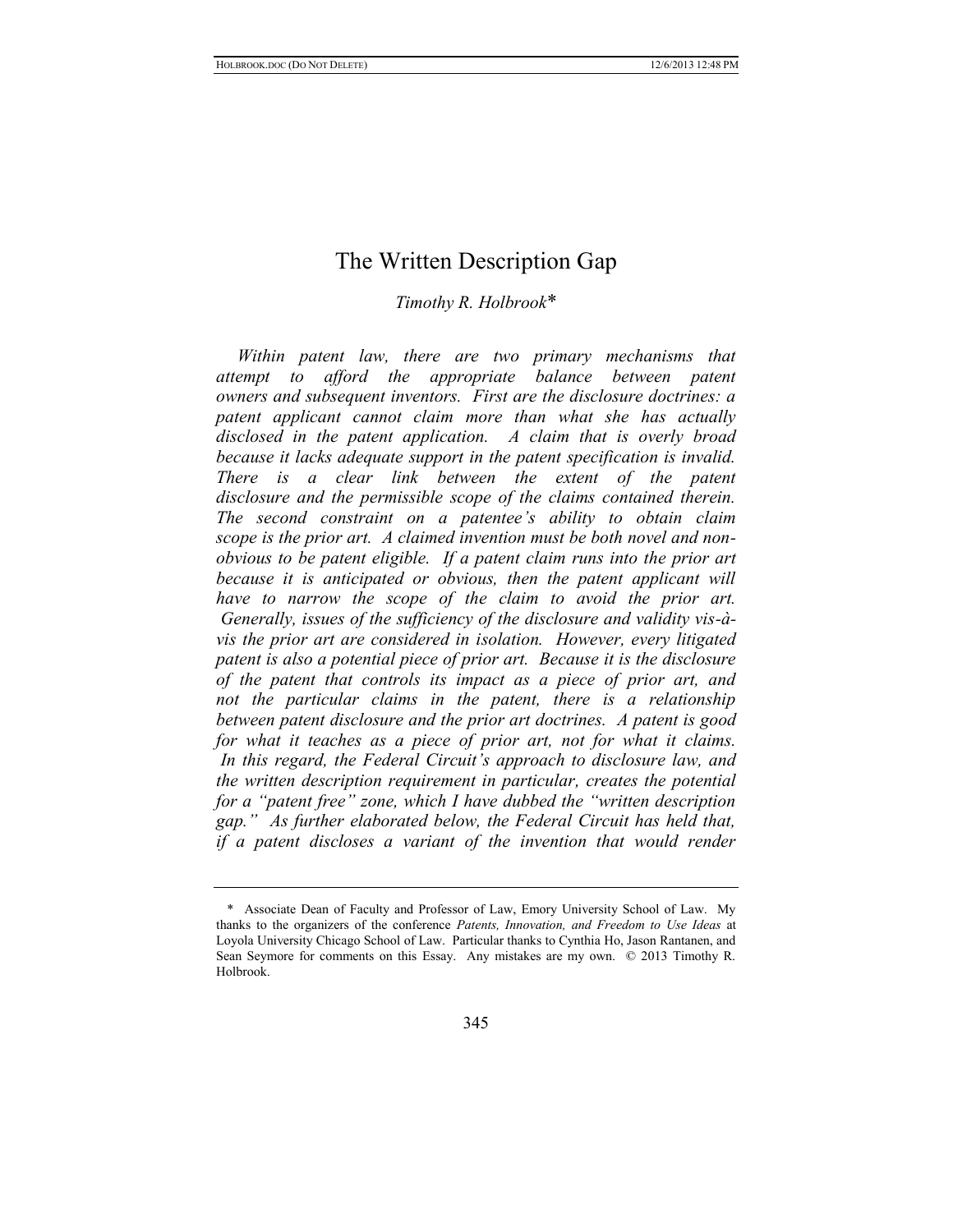# The Written Description Gap

*Timothy R. Holbrook*\*

*Within patent law, there are two primary mechanisms that attempt to afford the appropriate balance between patent owners and subsequent inventors. First are the disclosure doctrines: a patent applicant cannot claim more than what she has actually disclosed in the patent application. A claim that is overly broad because it lacks adequate support in the patent specification is invalid. There is a clear link between the extent of the patent disclosure and the permissible scope of the claims contained therein. The second constraint on a patentee's ability to obtain claim scope is the prior art. A claimed invention must be both novel and non-obvious to be patent eligible. If a patent claim runs into the prior art because it is anticipated or obvious, then the patent applicant will have to narrow the scope of the claim to avoid the prior art. Generally, issues of the sufficiency of the disclosure and validity vis-à-vis the prior art are considered in isolation. However, every litigated patent is also a potential piece of prior art. Because it is the disclosure of the patent that controls its impact as a piece of prior art, and not the particular claims in the patent, there is a relationship between patent disclosure and the prior art doctrines. A patent is good for what it teaches as a piece of prior art, not for what it claims. In this regard, the Federal Circuit's approach to disclosure law, and the written description requirement in particular, creates the potential for a "patent free" zone, which I have dubbed the "written description gap." As further elaborated below, the Federal Circuit has held that, if a patent discloses a variant of the invention that would render*

---

\* Associate Dean of Faculty and Professor of Law, Emory University School of Law. My thanks to the organizers of the conference *Patents, Innovation, and Freedom to Use Ideas* at Loyola University Chicago School of Law. Particular thanks to Cynthia Ho, Jason Rantanen, and Sean Seymore for comments on this Essay. Any mistakes are my own. © 2013 Timothy R. Holbrook.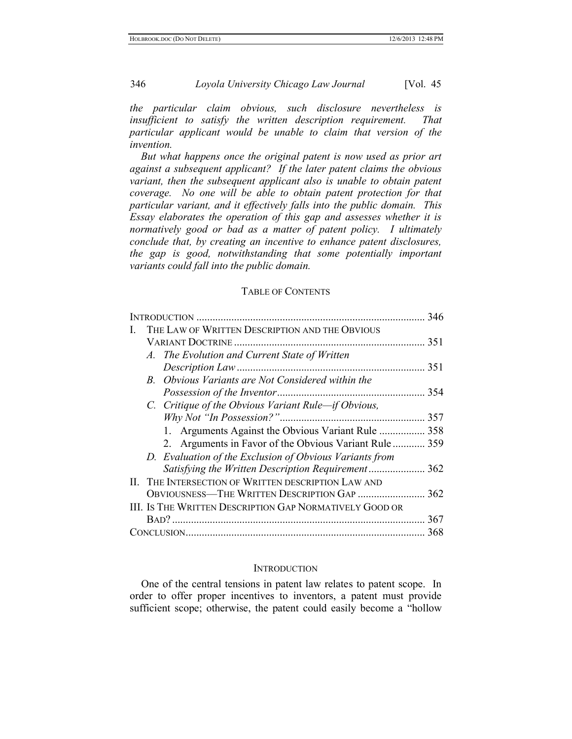*the particular claim obvious, such disclosure nevertheless is insufficient to satisfy the written description requirement. That particular applicant would be unable to claim that version of the invention.*

*But what happens once the original patent is now used as prior art against a subsequent applicant? If the later patent claims the obvious variant, then the subsequent applicant also is unable to obtain patent coverage. No one will be able to obtain patent protection for that particular variant, and it effectively falls into the public domain. This Essay elaborates the operation of this gap and assesses whether it is normatively good or bad as a matter of patent policy. I ultimately conclude that, by creating an incentive to enhance patent disclosures, the gap is good, notwithstanding that some potentially important variants could fall into the public domain.*

## TABLE OF CONTENTS

- INTRODUCTION ..... 346
- I. THE LAW OF WRITTEN DESCRIPTION AND THE OBVIOUS VARIANT DOCTRINE ..... 351
  - A. *The Evolution and Current State of Written Description Law* ..... 351
  - B. *Obvious Variants are Not Considered within the Possession of the Inventor* ..... 354
  - C. *Critique of the Obvious Variant Rule—if Obvious, Why Not "In Possession?"* ..... 357
    - 1. Arguments Against the Obvious Variant Rule ..... 358
    - 2. Arguments in Favor of the Obvious Variant Rule ..... 359
  - D. *Evaluation of the Exclusion of Obvious Variants from Satisfying the Written Description Requirement* ..... 362
- II. THE INTERSECTION OF WRITTEN DESCRIPTION LAW AND OBVIOUSNESS—THE WRITTEN DESCRIPTION GAP ..... 362
- III. IS THE WRITTEN DESCRIPTION GAP NORMATIVELY GOOD OR BAD? ..... 367
- CONCLUSION ..... 368

## INTRODUCTION

One of the central tensions in patent law relates to patent scope. In order to offer proper incentives to inventors, a patent must provide sufficient scope; otherwise, the patent could easily become a "hollow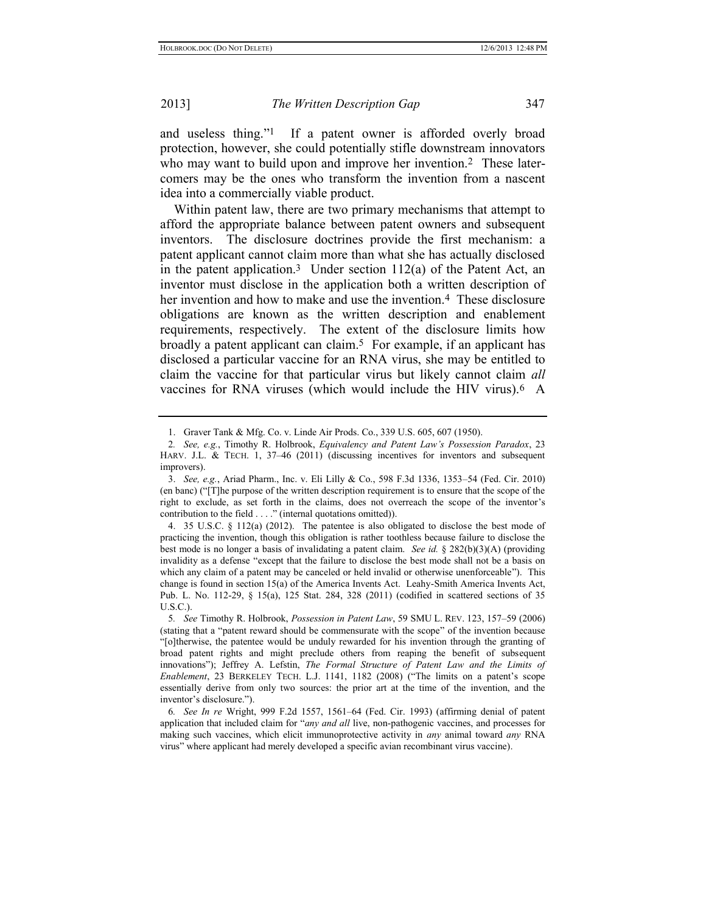and useless thing."[1] If a patent owner is afforded overly broad protection, however, she could potentially stifle downstream innovators who may want to build upon and improve her invention.[2] These later-comers may be the ones who transform the invention from a nascent idea into a commercially viable product.

Within patent law, there are two primary mechanisms that attempt to afford the appropriate balance between patent owners and subsequent inventors. The disclosure doctrines provide the first mechanism: a patent applicant cannot claim more than what she has actually disclosed in the patent application.[3] Under section 112(a) of the Patent Act, an inventor must disclose in the application both a written description of her invention and how to make and use the invention.[4] These disclosure obligations are known as the written description and enablement requirements, respectively. The extent of the disclosure limits how broadly a patent applicant can claim.[5] For example, if an applicant has disclosed a particular vaccine for an RNA virus, she may be entitled to claim the vaccine for that particular virus but likely cannot claim *all* vaccines for RNA viruses (which would include the HIV virus).[6] A

---

1. Graver Tank & Mfg. Co. v. Linde Air Prods. Co., 339 U.S. 605, 607 (1950).

2. *See, e.g.*, Timothy R. Holbrook, *Equivalency and Patent Law's Possession Paradox*, 23 HARV. J.L. & TECH. 1, 37–46 (2011) (discussing incentives for inventors and subsequent improvers).

3. *See, e.g.*, Ariad Pharm., Inc. v. Eli Lilly & Co., 598 F.3d 1336, 1353–54 (Fed. Cir. 2010) (en banc) ("[T]he purpose of the written description requirement is to ensure that the scope of the right to exclude, as set forth in the claims, does not overreach the scope of the inventor's contribution to the field . . . ." (internal quotations omitted)).

4. 35 U.S.C. § 112(a) (2012). The patentee is also obligated to disclose the best mode of practicing the invention, though this obligation is rather toothless because failure to disclose the best mode is no longer a basis of invalidating a patent claim. *See id.* § 282(b)(3)(A) (providing invalidity as a defense "except that the failure to disclose the best mode shall not be a basis on which any claim of a patent may be canceled or held invalid or otherwise unenforceable"). This change is found in section 15(a) of the America Invents Act. Leahy-Smith America Invents Act, Pub. L. No. 112-29, § 15(a), 125 Stat. 284, 328 (2011) (codified in scattered sections of 35 U.S.C.).

5. *See* Timothy R. Holbrook, *Possession in Patent Law*, 59 SMU L. REV. 123, 157–59 (2006) (stating that a "patent reward should be commensurate with the scope" of the invention because "[o]therwise, the patentee would be unduly rewarded for his invention through the granting of broad patent rights and might preclude others from reaping the benefit of subsequent innovations"); Jeffrey A. Lefstin, *The Formal Structure of Patent Law and the Limits of Enablement*, 23 BERKELEY TECH. L.J. 1141, 1182 (2008) ("The limits on a patent's scope essentially derive from only two sources: the prior art at the time of the invention, and the inventor's disclosure.").

6. *See In re* Wright, 999 F.2d 1557, 1561–64 (Fed. Cir. 1993) (affirming denial of patent application that included claim for "*any and all* live, non-pathogenic vaccines, and processes for making such vaccines, which elicit immunoprotective activity in *any* animal toward *any* RNA virus" where applicant had merely developed a specific avian recombinant virus vaccine).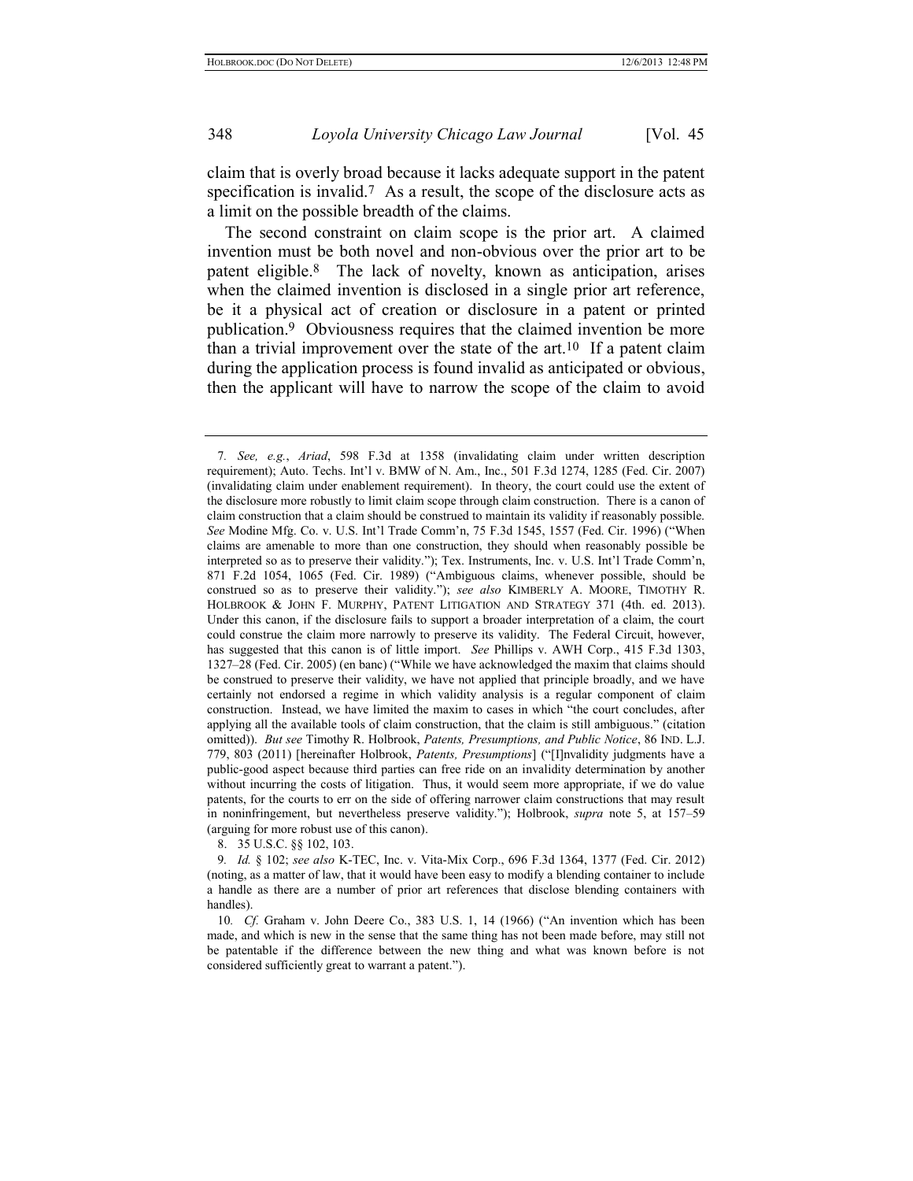claim that is overly broad because it lacks adequate support in the patent specification is invalid.[7] As a result, the scope of the disclosure acts as a limit on the possible breadth of the claims.

The second constraint on claim scope is the prior art. A claimed invention must be both novel and non-obvious over the prior art to be patent eligible.[8] The lack of novelty, known as anticipation, arises when the claimed invention is disclosed in a single prior art reference, be it a physical act of creation or disclosure in a patent or printed publication.[9] Obviousness requires that the claimed invention be more than a trivial improvement over the state of the art.[10] If a patent claim during the application process is found invalid as anticipated or obvious, then the applicant will have to narrow the scope of the claim to avoid

---

7. *See, e.g.*, *Ariad*, 598 F.3d at 1358 (invalidating claim under written description requirement); Auto. Techs. Int'l v. BMW of N. Am., Inc., 501 F.3d 1274, 1285 (Fed. Cir. 2007) (invalidating claim under enablement requirement). In theory, the court could use the extent of the disclosure more robustly to limit claim scope through claim construction. There is a canon of claim construction that a claim should be construed to maintain its validity if reasonably possible. *See* Modine Mfg. Co. v. U.S. Int'l Trade Comm'n, 75 F.3d 1545, 1557 (Fed. Cir. 1996) ("When claims are amenable to more than one construction, they should when reasonably possible be interpreted so as to preserve their validity."); Tex. Instruments, Inc. v. U.S. Int'l Trade Comm'n, 871 F.2d 1054, 1065 (Fed. Cir. 1989) ("Ambiguous claims, whenever possible, should be construed so as to preserve their validity."); *see also* KIMBERLY A. MOORE, TIMOTHY R. HOLBROOK & JOHN F. MURPHY, PATENT LITIGATION AND STRATEGY 371 (4th. ed. 2013). Under this canon, if the disclosure fails to support a broader interpretation of a claim, the court could construe the claim more narrowly to preserve its validity. The Federal Circuit, however, has suggested that this canon is of little import. *See* Phillips v. AWH Corp., 415 F.3d 1303, 1327–28 (Fed. Cir. 2005) (en banc) ("While we have acknowledged the maxim that claims should be construed to preserve their validity, we have not applied that principle broadly, and we have certainly not endorsed a regime in which validity analysis is a regular component of claim construction. Instead, we have limited the maxim to cases in which "the court concludes, after applying all the available tools of claim construction, that the claim is still ambiguous." (citation omitted)). *But see* Timothy R. Holbrook, *Patents, Presumptions, and Public Notice*, 86 IND. L.J. 779, 803 (2011) [hereinafter Holbrook, *Patents, Presumptions*] ("[I]nvalidity judgments have a public-good aspect because third parties can free ride on an invalidity determination by another without incurring the costs of litigation. Thus, it would seem more appropriate, if we do value patents, for the courts to err on the side of offering narrower claim constructions that may result in noninfringement, but nevertheless preserve validity."); Holbrook, *supra* note 5, at 157–59 (arguing for more robust use of this canon).

8. 35 U.S.C. §§ 102, 103.

9. *Id.* § 102; *see also* K-TEC, Inc. v. Vita-Mix Corp., 696 F.3d 1364, 1377 (Fed. Cir. 2012) (noting, as a matter of law, that it would have been easy to modify a blending container to include a handle as there are a number of prior art references that disclose blending containers with handles).

10. *Cf.* Graham v. John Deere Co., 383 U.S. 1, 14 (1966) ("An invention which has been made, and which is new in the sense that the same thing has not been made before, may still not be patentable if the difference between the new thing and what was known before is not considered sufficiently great to warrant a patent.").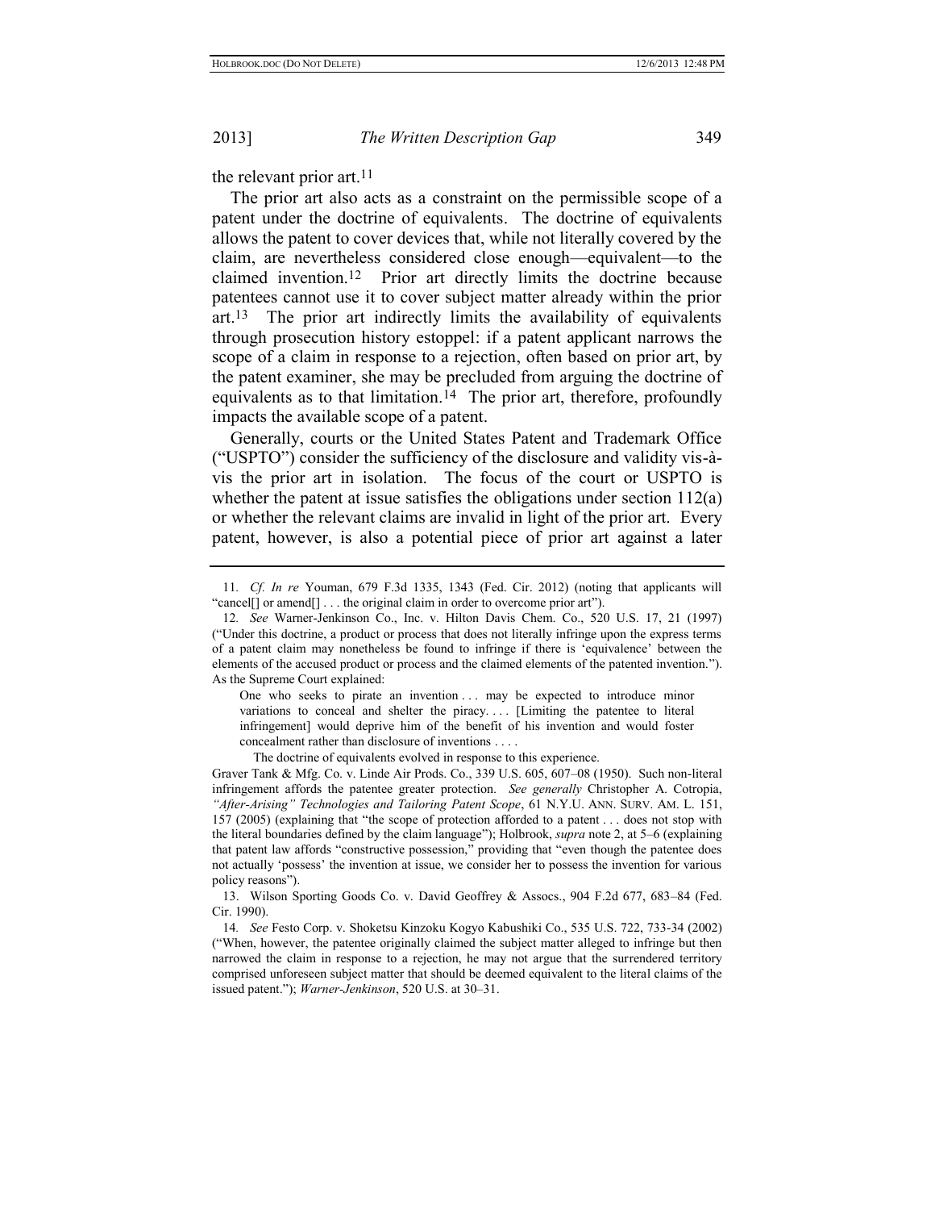the relevant prior art.[11]

The prior art also acts as a constraint on the permissible scope of a patent under the doctrine of equivalents. The doctrine of equivalents allows the patent to cover devices that, while not literally covered by the claim, are nevertheless considered close enough—equivalent—to the claimed invention.[12] Prior art directly limits the doctrine because patentees cannot use it to cover subject matter already within the prior art.[13] The prior art indirectly limits the availability of equivalents through prosecution history estoppel: if a patent applicant narrows the scope of a claim in response to a rejection, often based on prior art, by the patent examiner, she may be precluded from arguing the doctrine of equivalents as to that limitation.[14] The prior art, therefore, profoundly impacts the available scope of a patent.

Generally, courts or the United States Patent and Trademark Office ("USPTO") consider the sufficiency of the disclosure and validity vis-à-vis the prior art in isolation. The focus of the court or USPTO is whether the patent at issue satisfies the obligations under section 112(a) or whether the relevant claims are invalid in light of the prior art. Every patent, however, is also a potential piece of prior art against a later

---

11. *Cf. In re* Youman, 679 F.3d 1335, 1343 (Fed. Cir. 2012) (noting that applicants will "cancel[] or amend[] . . . the original claim in order to overcome prior art").

12. *See* Warner-Jenkinson Co., Inc. v. Hilton Davis Chem. Co., 520 U.S. 17, 21 (1997) ("Under this doctrine, a product or process that does not literally infringe upon the express terms of a patent claim may nonetheless be found to infringe if there is 'equivalence' between the elements of the accused product or process and the claimed elements of the patented invention."). As the Supreme Court explained:

> One who seeks to pirate an invention . . . may be expected to introduce minor variations to conceal and shelter the piracy. . . . [Limiting the patentee to literal infringement] would deprive him of the benefit of his invention and would foster concealment rather than disclosure of inventions . . . .
>
> The doctrine of equivalents evolved in response to this experience.

Graver Tank & Mfg. Co. v. Linde Air Prods. Co., 339 U.S. 605, 607–08 (1950). Such non-literal infringement affords the patentee greater protection. *See generally* Christopher A. Cotropia, *"After-Arising" Technologies and Tailoring Patent Scope*, 61 N.Y.U. ANN. SURV. AM. L. 151, 157 (2005) (explaining that "the scope of protection afforded to a patent . . . does not stop with the literal boundaries defined by the claim language"); Holbrook, *supra* note 2, at 5–6 (explaining that patent law affords "constructive possession," providing that "even though the patentee does not actually 'possess' the invention at issue, we consider her to possess the invention for various policy reasons").

13. Wilson Sporting Goods Co. v. David Geoffrey & Assocs., 904 F.2d 677, 683–84 (Fed. Cir. 1990).

14. *See* Festo Corp. v. Shoketsu Kinzoku Kogyo Kabushiki Co., 535 U.S. 722, 733-34 (2002) ("When, however, the patentee originally claimed the subject matter alleged to infringe but then narrowed the claim in response to a rejection, he may not argue that the surrendered territory comprised unforeseen subject matter that should be deemed equivalent to the literal claims of the issued patent."); *Warner-Jenkinson*, 520 U.S. at 30–31.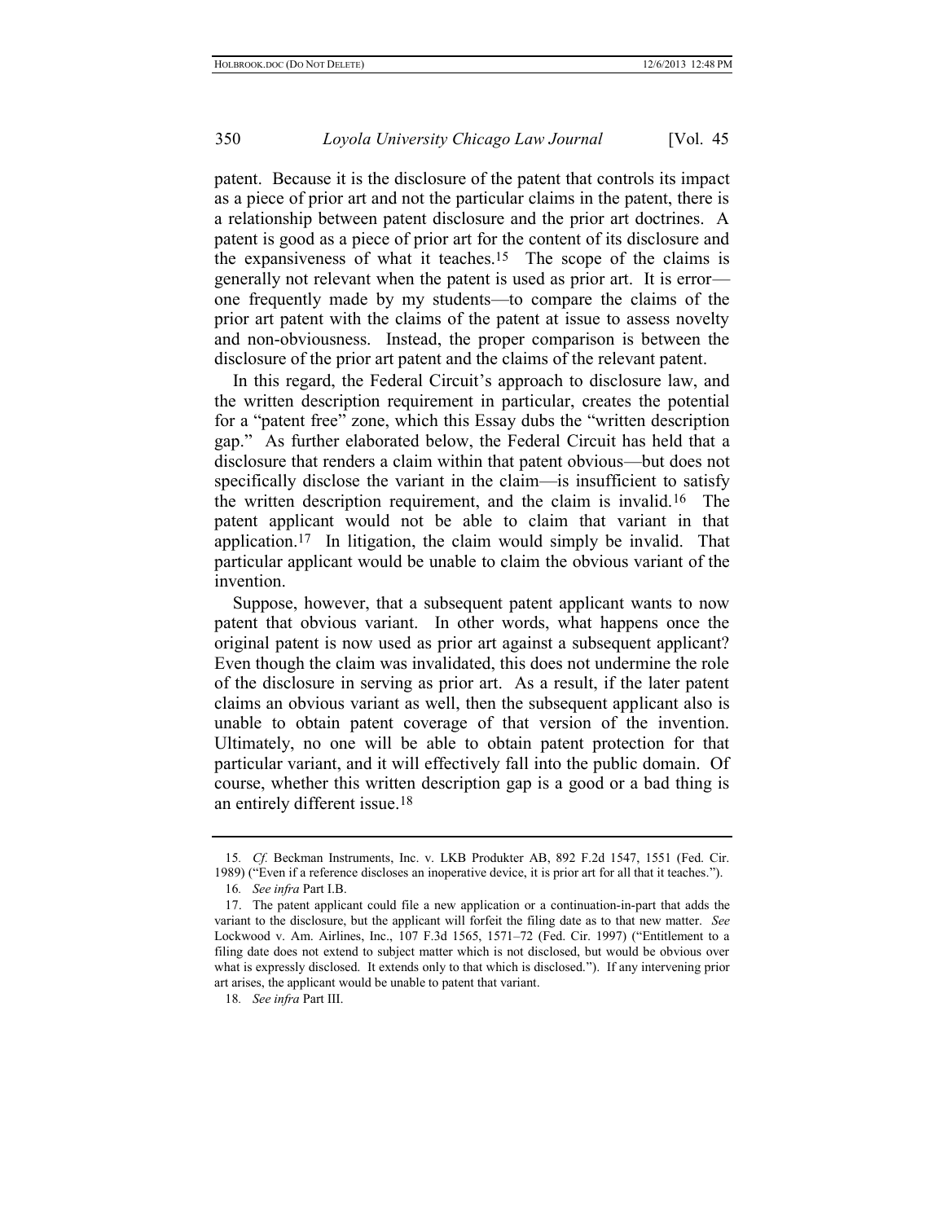patent. Because it is the disclosure of the patent that controls its impact as a piece of prior art and not the particular claims in the patent, there is a relationship between patent disclosure and the prior art doctrines. A patent is good as a piece of prior art for the content of its disclosure and the expansiveness of what it teaches.[15] The scope of the claims is generally not relevant when the patent is used as prior art. It is error—one frequently made by my students—to compare the claims of the prior art patent with the claims of the patent at issue to assess novelty and non-obviousness. Instead, the proper comparison is between the disclosure of the prior art patent and the claims of the relevant patent.

In this regard, the Federal Circuit's approach to disclosure law, and the written description requirement in particular, creates the potential for a "patent free" zone, which this Essay dubs the "written description gap." As further elaborated below, the Federal Circuit has held that a disclosure that renders a claim within that patent obvious—but does not specifically disclose the variant in the claim—is insufficient to satisfy the written description requirement, and the claim is invalid.[16] The patent applicant would not be able to claim that variant in that application.[17] In litigation, the claim would simply be invalid. That particular applicant would be unable to claim the obvious variant of the invention.

Suppose, however, that a subsequent patent applicant wants to now patent that obvious variant. In other words, what happens once the original patent is now used as prior art against a subsequent applicant? Even though the claim was invalidated, this does not undermine the role of the disclosure in serving as prior art. As a result, if the later patent claims an obvious variant as well, then the subsequent applicant also is unable to obtain patent coverage of that version of the invention. Ultimately, no one will be able to obtain patent protection for that particular variant, and it will effectively fall into the public domain. Of course, whether this written description gap is a good or a bad thing is an entirely different issue.[18]

---

15. *Cf.* Beckman Instruments, Inc. v. LKB Produkter AB, 892 F.2d 1547, 1551 (Fed. Cir. 1989) ("Even if a reference discloses an inoperative device, it is prior art for all that it teaches.").

16. *See infra* Part I.B.

17. The patent applicant could file a new application or a continuation-in-part that adds the variant to the disclosure, but the applicant will forfeit the filing date as to that new matter. *See* Lockwood v. Am. Airlines, Inc., 107 F.3d 1565, 1571–72 (Fed. Cir. 1997) ("Entitlement to a filing date does not extend to subject matter which is not disclosed, but would be obvious over what is expressly disclosed. It extends only to that which is disclosed."). If any intervening prior art arises, the applicant would be unable to patent that variant.

18. *See infra* Part III.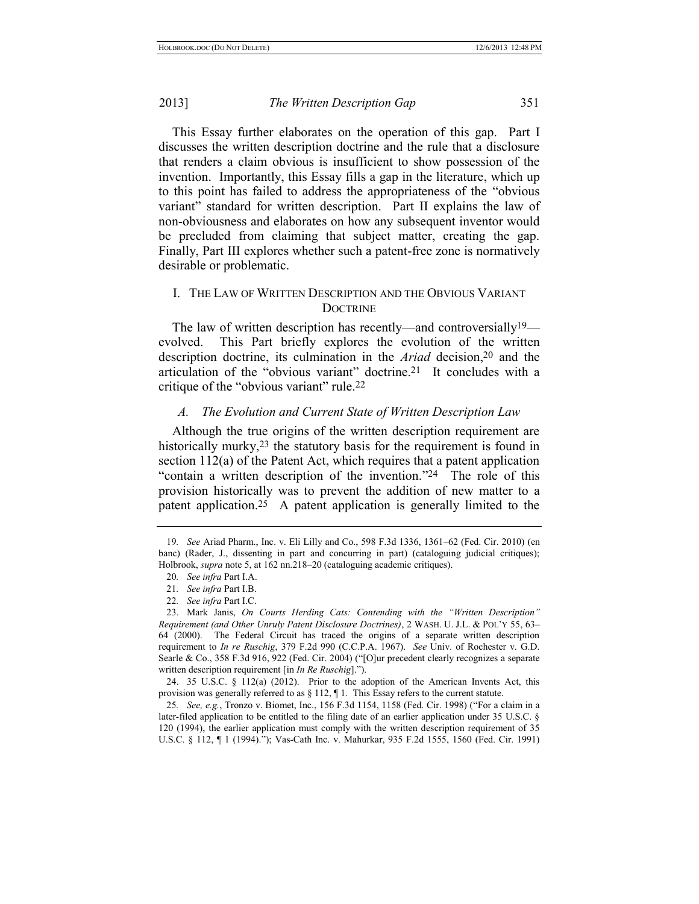This Essay further elaborates on the operation of this gap. Part I discusses the written description doctrine and the rule that a disclosure that renders a claim obvious is insufficient to show possession of the invention. Importantly, this Essay fills a gap in the literature, which up to this point has failed to address the appropriateness of the "obvious variant" standard for written description. Part II explains the law of non-obviousness and elaborates on how any subsequent inventor would be precluded from claiming that subject matter, creating the gap. Finally, Part III explores whether such a patent-free zone is normatively desirable or problematic.

## I. The Law of Written Description and the Obvious Variant Doctrine

The law of written description has recently—and controversially[19]—evolved. This Part briefly explores the evolution of the written description doctrine, its culmination in the *Ariad* decision,[20] and the articulation of the "obvious variant" doctrine.[21] It concludes with a critique of the "obvious variant" rule.[22]

### A. The Evolution and Current State of Written Description Law

Although the true origins of the written description requirement are historically murky,[23] the statutory basis for the requirement is found in section 112(a) of the Patent Act, which requires that a patent application "contain a written description of the invention."[24] The role of this provision historically was to prevent the addition of new matter to a patent application.[25] A patent application is generally limited to the

---

19. *See* Ariad Pharm., Inc. v. Eli Lilly and Co., 598 F.3d 1336, 1361–62 (Fed. Cir. 2010) (en banc) (Rader, J., dissenting in part and concurring in part) (cataloguing judicial critiques); Holbrook, *supra* note 5, at 162 nn.218–20 (cataloguing academic critiques).

20. *See infra* Part I.A.

21. *See infra* Part I.B.

22. *See infra* Part I.C.

23. Mark Janis, *On Courts Herding Cats: Contending with the "Written Description" Requirement (and Other Unruly Patent Disclosure Doctrines)*, 2 Wash. U. J.L. & Pol'y 55, 63–64 (2000). The Federal Circuit has traced the origins of a separate written description requirement to *In re Ruschig*, 379 F.2d 990 (C.C.P.A. 1967). *See* Univ. of Rochester v. G.D. Searle & Co., 358 F.3d 916, 922 (Fed. Cir. 2004) ("[O]ur precedent clearly recognizes a separate written description requirement [in *In Re Ruschig*].").

24. 35 U.S.C. § 112(a) (2012). Prior to the adoption of the American Invents Act, this provision was generally referred to as § 112, ¶ 1. This Essay refers to the current statute.

25. *See, e.g.*, Tronzo v. Biomet, Inc., 156 F.3d 1154, 1158 (Fed. Cir. 1998) ("For a claim in a later-filed application to be entitled to the filing date of an earlier application under 35 U.S.C. § 120 (1994), the earlier application must comply with the written description requirement of 35 U.S.C. § 112, ¶ 1 (1994)."); Vas-Cath Inc. v. Mahurkar, 935 F.2d 1555, 1560 (Fed. Cir. 1991)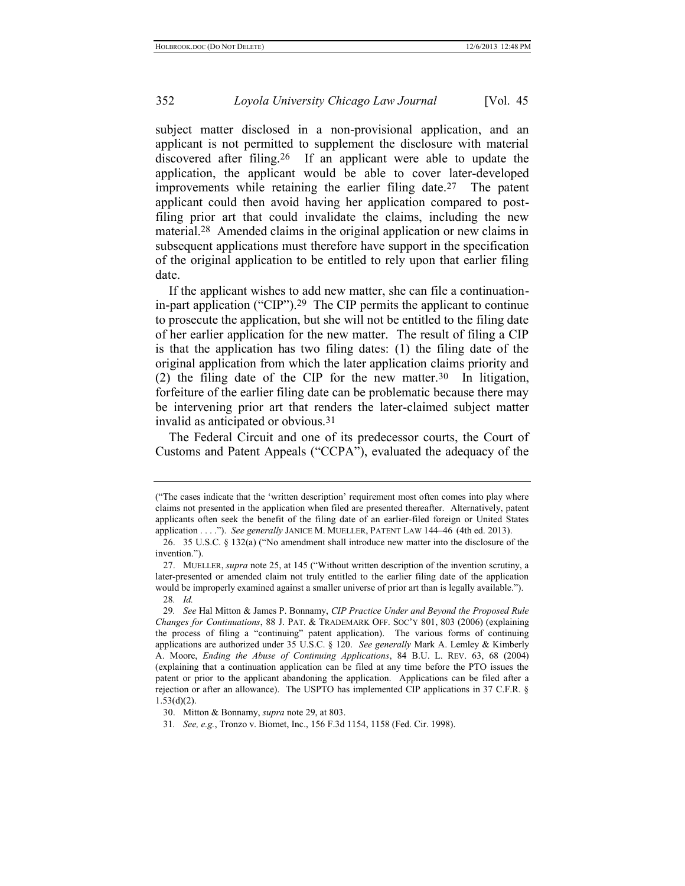subject matter disclosed in a non-provisional application, and an applicant is not permitted to supplement the disclosure with material discovered after filing.[26] If an applicant were able to update the application, the applicant would be able to cover later-developed improvements while retaining the earlier filing date.[27] The patent applicant could then avoid having her application compared to post-filing prior art that could invalidate the claims, including the new material.[28] Amended claims in the original application or new claims in subsequent applications must therefore have support in the specification of the original application to be entitled to rely upon that earlier filing date.

If the applicant wishes to add new matter, she can file a continuation-in-part application ("CIP").[29] The CIP permits the applicant to continue to prosecute the application, but she will not be entitled to the filing date of her earlier application for the new matter. The result of filing a CIP is that the application has two filing dates: (1) the filing date of the original application from which the later application claims priority and (2) the filing date of the CIP for the new matter.[30] In litigation, forfeiture of the earlier filing date can be problematic because there may be intervening prior art that renders the later-claimed subject matter invalid as anticipated or obvious.[31]

The Federal Circuit and one of its predecessor courts, the Court of Customs and Patent Appeals ("CCPA"), evaluated the adequacy of the

---

("The cases indicate that the 'written description' requirement most often comes into play where claims not presented in the application when filed are presented thereafter. Alternatively, patent applicants often seek the benefit of the filing date of an earlier-filed foreign or United States application . . . ."). *See generally* JANICE M. MUELLER, PATENT LAW 144–46 (4th ed. 2013).

26. 35 U.S.C. § 132(a) ("No amendment shall introduce new matter into the disclosure of the invention.").

27. MUELLER, *supra* note 25, at 145 ("Without written description of the invention scrutiny, a later-presented or amended claim not truly entitled to the earlier filing date of the application would be improperly examined against a smaller universe of prior art than is legally available.").

28. *Id.*

29. *See* Hal Mitton & James P. Bonnamy, *CIP Practice Under and Beyond the Proposed Rule Changes for Continuations*, 88 J. PAT. & TRADEMARK OFF. SOC'Y 801, 803 (2006) (explaining the process of filing a "continuing" patent application). The various forms of continuing applications are authorized under 35 U.S.C. § 120. *See generally* Mark A. Lemley & Kimberly A. Moore, *Ending the Abuse of Continuing Applications*, 84 B.U. L. REV. 63, 68 (2004) (explaining that a continuation application can be filed at any time before the PTO issues the patent or prior to the applicant abandoning the application. Applications can be filed after a rejection or after an allowance). The USPTO has implemented CIP applications in 37 C.F.R. § 1.53(d)(2).

30. Mitton & Bonnamy, *supra* note 29, at 803.

31. *See, e.g.*, Tronzo v. Biomet, Inc., 156 F.3d 1154, 1158 (Fed. Cir. 1998).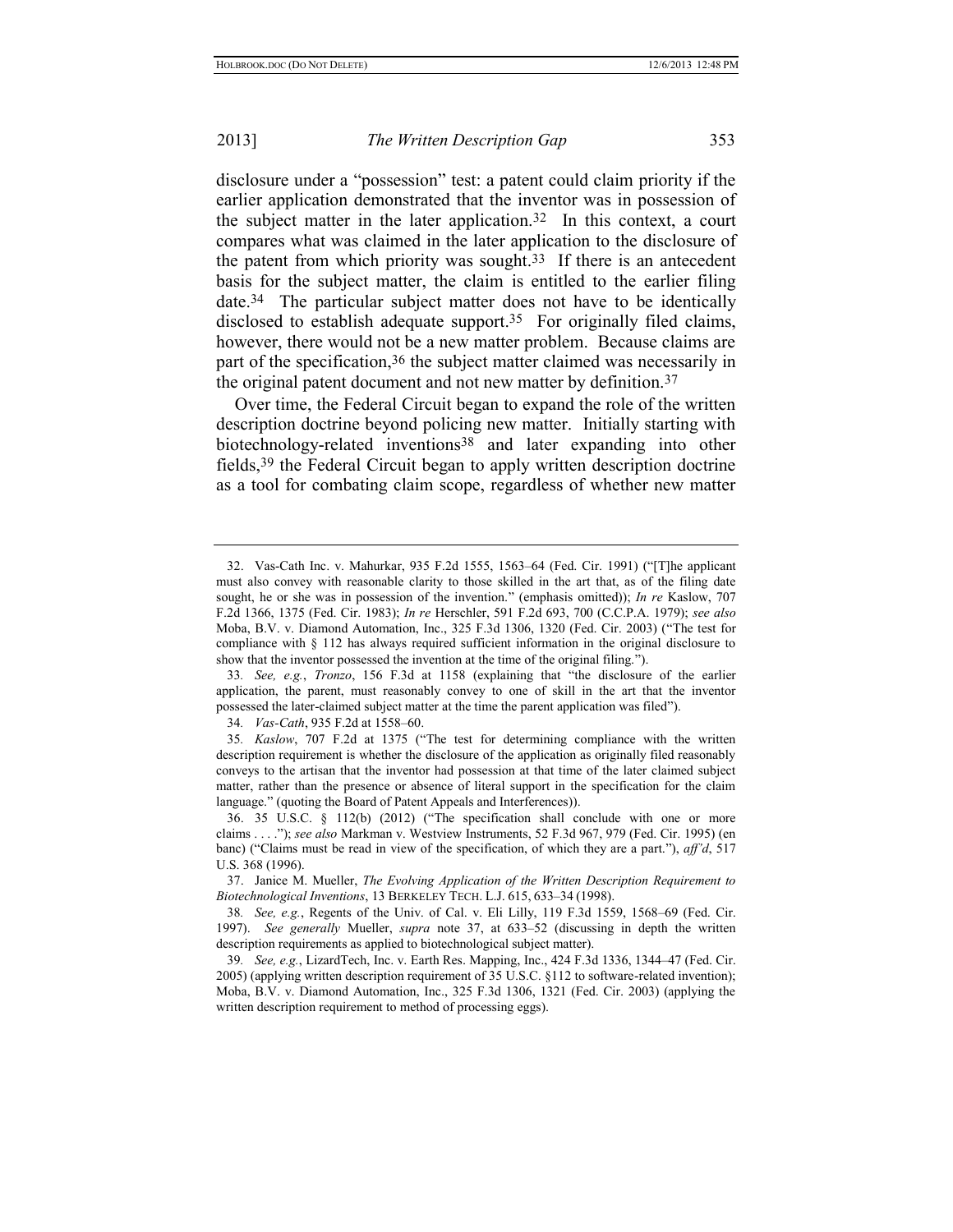disclosure under a "possession" test: a patent could claim priority if the earlier application demonstrated that the inventor was in possession of the subject matter in the later application.[32] In this context, a court compares what was claimed in the later application to the disclosure of the patent from which priority was sought.[33] If there is an antecedent basis for the subject matter, the claim is entitled to the earlier filing date.[34] The particular subject matter does not have to be identically disclosed to establish adequate support.[35] For originally filed claims, however, there would not be a new matter problem. Because claims are part of the specification,[36] the subject matter claimed was necessarily in the original patent document and not new matter by definition.[37]

Over time, the Federal Circuit began to expand the role of the written description doctrine beyond policing new matter. Initially starting with biotechnology-related inventions[38] and later expanding into other fields,[39] the Federal Circuit began to apply written description doctrine as a tool for combating claim scope, regardless of whether new matter

---

32. Vas-Cath Inc. v. Mahurkar, 935 F.2d 1555, 1563–64 (Fed. Cir. 1991) ("[T]he applicant must also convey with reasonable clarity to those skilled in the art that, as of the filing date sought, he or she was in possession of the invention." (emphasis omitted)); *In re* Kaslow, 707 F.2d 1366, 1375 (Fed. Cir. 1983); *In re* Herschler, 591 F.2d 693, 700 (C.C.P.A. 1979); *see also* Moba, B.V. v. Diamond Automation, Inc., 325 F.3d 1306, 1320 (Fed. Cir. 2003) ("The test for compliance with § 112 has always required sufficient information in the original disclosure to show that the inventor possessed the invention at the time of the original filing.").

33. *See, e.g.*, *Tronzo*, 156 F.3d at 1158 (explaining that "the disclosure of the earlier application, the parent, must reasonably convey to one of skill in the art that the inventor possessed the later-claimed subject matter at the time the parent application was filed").

34. *Vas-Cath*, 935 F.2d at 1558–60.

35. *Kaslow*, 707 F.2d at 1375 ("The test for determining compliance with the written description requirement is whether the disclosure of the application as originally filed reasonably conveys to the artisan that the inventor had possession at that time of the later claimed subject matter, rather than the presence or absence of literal support in the specification for the claim language." (quoting the Board of Patent Appeals and Interferences)).

36. 35 U.S.C. § 112(b) (2012) ("The specification shall conclude with one or more claims . . . ."); *see also* Markman v. Westview Instruments, 52 F.3d 967, 979 (Fed. Cir. 1995) (en banc) ("Claims must be read in view of the specification, of which they are a part."), *aff'd*, 517 U.S. 368 (1996).

37. Janice M. Mueller, *The Evolving Application of the Written Description Requirement to Biotechnological Inventions*, 13 BERKELEY TECH. L.J. 615, 633–34 (1998).

38. *See, e.g.*, Regents of the Univ. of Cal. v. Eli Lilly, 119 F.3d 1559, 1568–69 (Fed. Cir. 1997). *See generally* Mueller, *supra* note 37, at 633–52 (discussing in depth the written description requirements as applied to biotechnological subject matter).

39. *See, e.g.*, LizardTech, Inc. v. Earth Res. Mapping, Inc., 424 F.3d 1336, 1344–47 (Fed. Cir. 2005) (applying written description requirement of 35 U.S.C. §112 to software-related invention); Moba, B.V. v. Diamond Automation, Inc., 325 F.3d 1306, 1321 (Fed. Cir. 2003) (applying the written description requirement to method of processing eggs).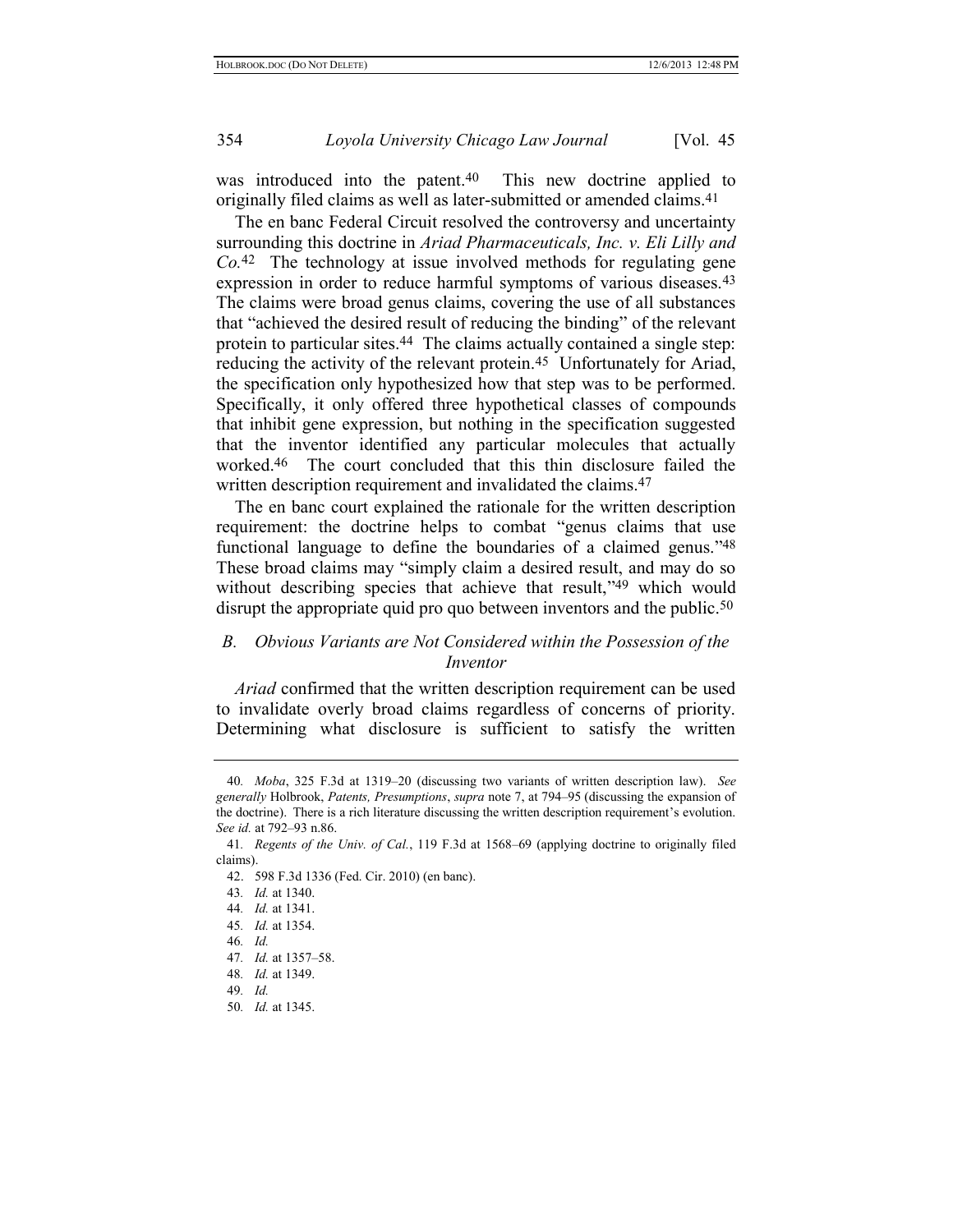was introduced into the patent.[40] This new doctrine applied to originally filed claims as well as later-submitted or amended claims.[41]

The en banc Federal Circuit resolved the controversy and uncertainty surrounding this doctrine in *Ariad Pharmaceuticals, Inc. v. Eli Lilly and Co.*[42] The technology at issue involved methods for regulating gene expression in order to reduce harmful symptoms of various diseases.[43] The claims were broad genus claims, covering the use of all substances that "achieved the desired result of reducing the binding" of the relevant protein to particular sites.[44] The claims actually contained a single step: reducing the activity of the relevant protein.[45] Unfortunately for Ariad, the specification only hypothesized how that step was to be performed. Specifically, it only offered three hypothetical classes of compounds that inhibit gene expression, but nothing in the specification suggested that the inventor identified any particular molecules that actually worked.[46] The court concluded that this thin disclosure failed the written description requirement and invalidated the claims.[47]

The en banc court explained the rationale for the written description requirement: the doctrine helps to combat "genus claims that use functional language to define the boundaries of a claimed genus."[48] These broad claims may "simply claim a desired result, and may do so without describing species that achieve that result,"[49] which would disrupt the appropriate quid pro quo between inventors and the public.[50]

## *B. Obvious Variants are Not Considered within the Possession of the Inventor*

*Ariad* confirmed that the written description requirement can be used to invalidate overly broad claims regardless of concerns of priority. Determining what disclosure is sufficient to satisfy the written

---

40. *Moba*, 325 F.3d at 1319–20 (discussing two variants of written description law). *See generally* Holbrook, *Patents, Presumptions*, *supra* note 7, at 794–95 (discussing the expansion of the doctrine). There is a rich literature discussing the written description requirement's evolution. *See id.* at 792–93 n.86.

41. *Regents of the Univ. of Cal.*, 119 F.3d at 1568–69 (applying doctrine to originally filed claims).

42. 598 F.3d 1336 (Fed. Cir. 2010) (en banc).

43. *Id.* at 1340.

44. *Id.* at 1341.

45. *Id.* at 1354.

46. *Id.*

47. *Id.* at 1357–58.

48. *Id.* at 1349.

49. *Id.*

50. *Id.* at 1345.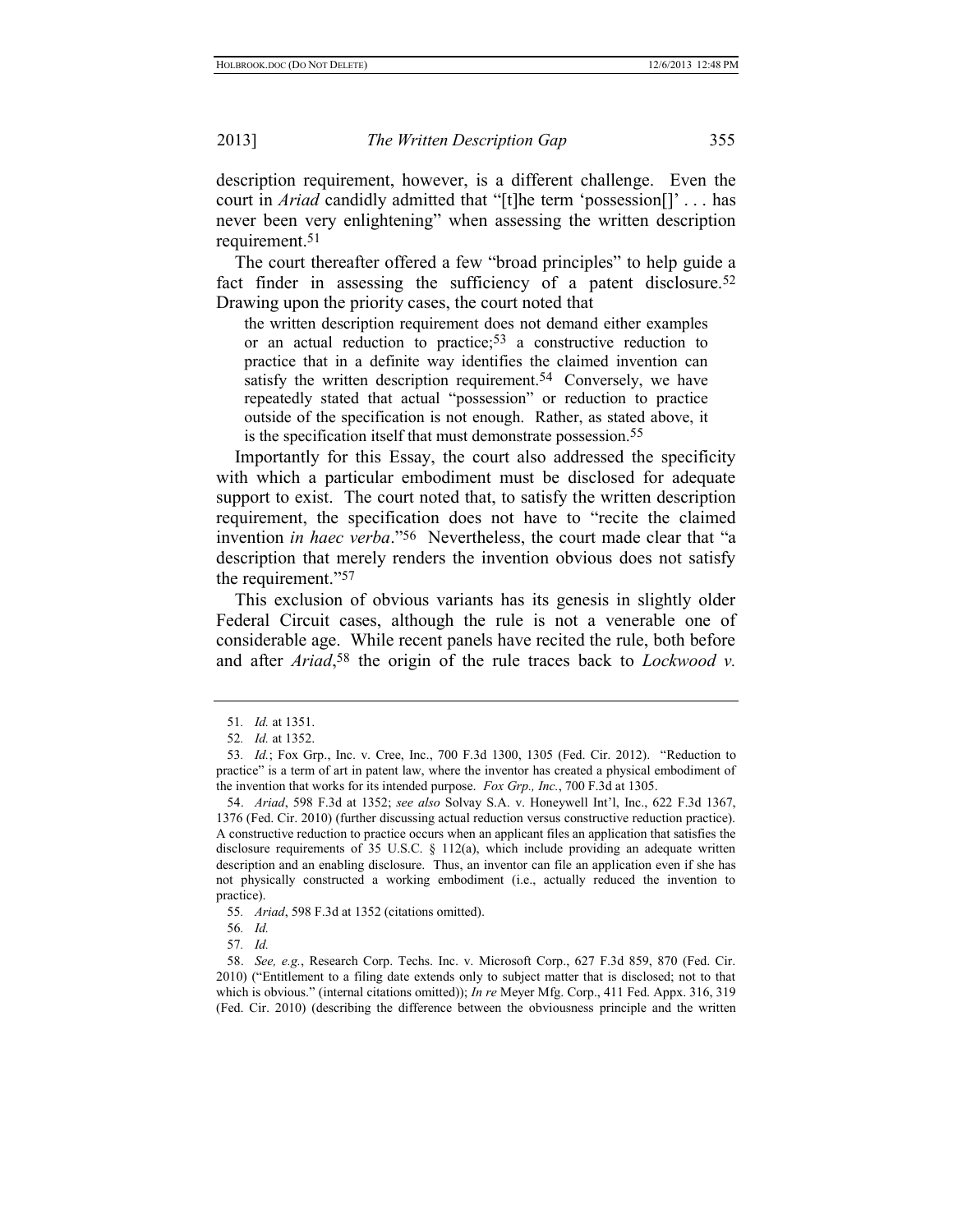description requirement, however, is a different challenge. Even the court in *Ariad* candidly admitted that "[t]he term 'possession[]' . . . has never been very enlightening" when assessing the written description requirement.[51]

The court thereafter offered a few "broad principles" to help guide a fact finder in assessing the sufficiency of a patent disclosure.[52] Drawing upon the priority cases, the court noted that

> the written description requirement does not demand either examples or an actual reduction to practice;[53] a constructive reduction to practice that in a definite way identifies the claimed invention can satisfy the written description requirement.[54] Conversely, we have repeatedly stated that actual "possession" or reduction to practice outside of the specification is not enough. Rather, as stated above, it is the specification itself that must demonstrate possession.[55]

Importantly for this Essay, the court also addressed the specificity with which a particular embodiment must be disclosed for adequate support to exist. The court noted that, to satisfy the written description requirement, the specification does not have to "recite the claimed invention *in haec verba*."[56] Nevertheless, the court made clear that "a description that merely renders the invention obvious does not satisfy the requirement."[57]

This exclusion of obvious variants has its genesis in slightly older Federal Circuit cases, although the rule is not a venerable one of considerable age. While recent panels have recited the rule, both before and after *Ariad*,[58] the origin of the rule traces back to *Lockwood v.*

---

51. *Id.* at 1351.

52. *Id.* at 1352.

53. *Id.*; Fox Grp., Inc. v. Cree, Inc., 700 F.3d 1300, 1305 (Fed. Cir. 2012). "Reduction to practice" is a term of art in patent law, where the inventor has created a physical embodiment of the invention that works for its intended purpose. *Fox Grp., Inc.*, 700 F.3d at 1305.

54. *Ariad*, 598 F.3d at 1352; *see also* Solvay S.A. v. Honeywell Int'l, Inc., 622 F.3d 1367, 1376 (Fed. Cir. 2010) (further discussing actual reduction versus constructive reduction practice). A constructive reduction to practice occurs when an applicant files an application that satisfies the disclosure requirements of 35 U.S.C. § 112(a), which include providing an adequate written description and an enabling disclosure. Thus, an inventor can file an application even if she has not physically constructed a working embodiment (i.e., actually reduced the invention to practice).

55. *Ariad*, 598 F.3d at 1352 (citations omitted).

56. *Id.*

57. *Id.*

58. *See, e.g.*, Research Corp. Techs. Inc. v. Microsoft Corp., 627 F.3d 859, 870 (Fed. Cir. 2010) ("Entitlement to a filing date extends only to subject matter that is disclosed; not to that which is obvious." (internal citations omitted)); *In re* Meyer Mfg. Corp., 411 Fed. Appx. 316, 319 (Fed. Cir. 2010) (describing the difference between the obviousness principle and the written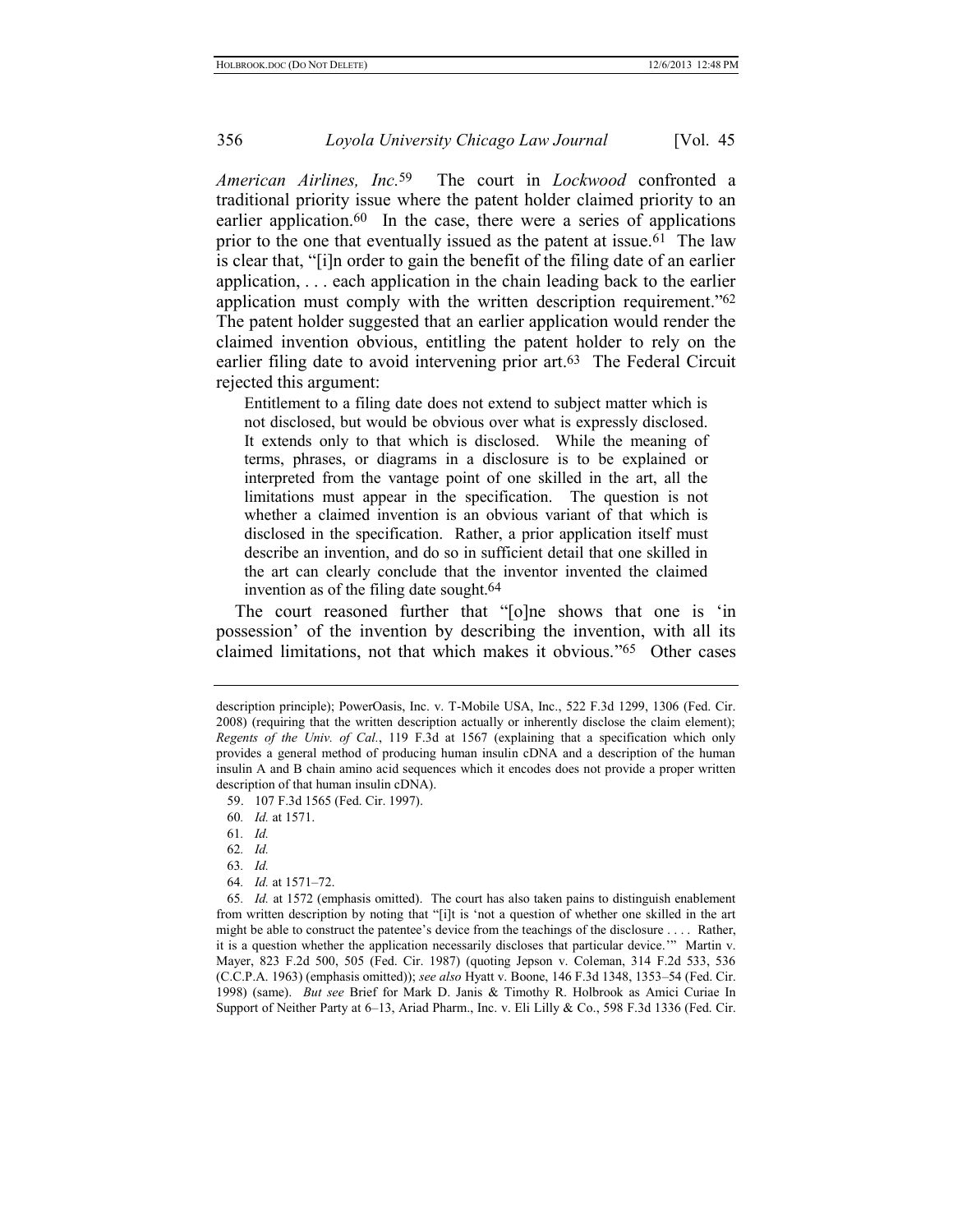*American Airlines, Inc.*[59] The court in *Lockwood* confronted a traditional priority issue where the patent holder claimed priority to an earlier application.[60] In the case, there were a series of applications prior to the one that eventually issued as the patent at issue.[61] The law is clear that, "[i]n order to gain the benefit of the filing date of an earlier application, . . . each application in the chain leading back to the earlier application must comply with the written description requirement."[62] The patent holder suggested that an earlier application would render the claimed invention obvious, entitling the patent holder to rely on the earlier filing date to avoid intervening prior art.[63] The Federal Circuit rejected this argument:

> Entitlement to a filing date does not extend to subject matter which is not disclosed, but would be obvious over what is expressly disclosed. It extends only to that which is disclosed. While the meaning of terms, phrases, or diagrams in a disclosure is to be explained or interpreted from the vantage point of one skilled in the art, all the limitations must appear in the specification. The question is not whether a claimed invention is an obvious variant of that which is disclosed in the specification. Rather, a prior application itself must describe an invention, and do so in sufficient detail that one skilled in the art can clearly conclude that the inventor invented the claimed invention as of the filing date sought.[64]

The court reasoned further that "[o]ne shows that one is 'in possession' of the invention by describing the invention, with all its claimed limitations, not that which makes it obvious."[65] Other cases

---

description principle); PowerOasis, Inc. v. T-Mobile USA, Inc., 522 F.3d 1299, 1306 (Fed. Cir. 2008) (requiring that the written description actually or inherently disclose the claim element); *Regents of the Univ. of Cal.*, 119 F.3d at 1567 (explaining that a specification which only provides a general method of producing human insulin cDNA and a description of the human insulin A and B chain amino acid sequences which it encodes does not provide a proper written description of that human insulin cDNA).

59. 107 F.3d 1565 (Fed. Cir. 1997).

60. *Id.* at 1571.

61. *Id.*

62. *Id.*

63. *Id.*

64. *Id.* at 1571–72.

65. *Id.* at 1572 (emphasis omitted). The court has also taken pains to distinguish enablement from written description by noting that "[i]t is 'not a question of whether one skilled in the art might be able to construct the patentee's device from the teachings of the disclosure . . . . Rather, it is a question whether the application necessarily discloses that particular device.'" Martin v. Mayer, 823 F.2d 500, 505 (Fed. Cir. 1987) (quoting Jepson v. Coleman, 314 F.2d 533, 536 (C.C.P.A. 1963) (emphasis omitted)); *see also* Hyatt v. Boone, 146 F.3d 1348, 1353–54 (Fed. Cir. 1998) (same). *But see* Brief for Mark D. Janis & Timothy R. Holbrook as Amici Curiae In Support of Neither Party at 6–13, Ariad Pharm., Inc. v. Eli Lilly & Co., 598 F.3d 1336 (Fed. Cir.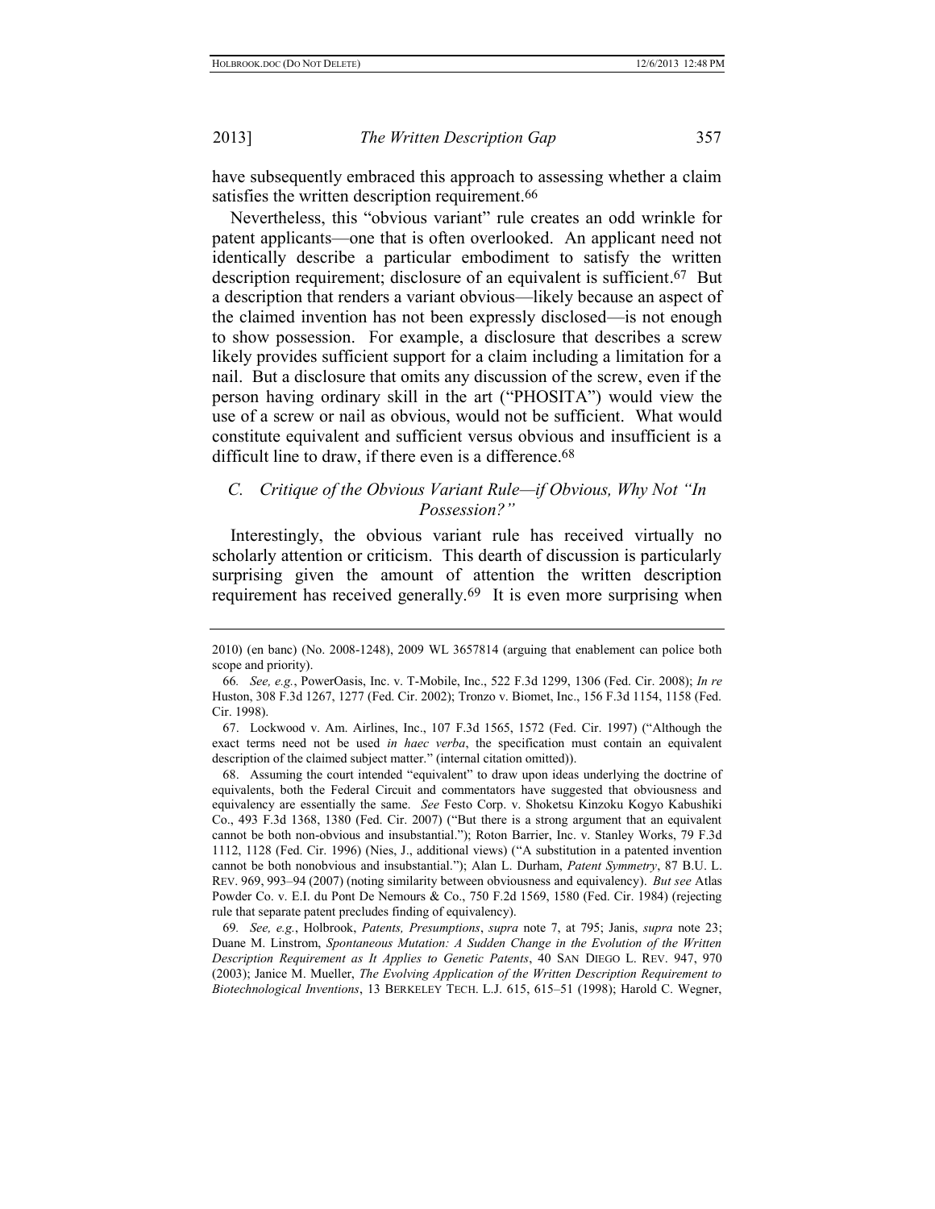have subsequently embraced this approach to assessing whether a claim satisfies the written description requirement.[66]

Nevertheless, this "obvious variant" rule creates an odd wrinkle for patent applicants—one that is often overlooked. An applicant need not identically describe a particular embodiment to satisfy the written description requirement; disclosure of an equivalent is sufficient.[67] But a description that renders a variant obvious—likely because an aspect of the claimed invention has not been expressly disclosed—is not enough to show possession. For example, a disclosure that describes a screw likely provides sufficient support for a claim including a limitation for a nail. But a disclosure that omits any discussion of the screw, even if the person having ordinary skill in the art ("PHOSITA") would view the use of a screw or nail as obvious, would not be sufficient. What would constitute equivalent and sufficient versus obvious and insufficient is a difficult line to draw, if there even is a difference.[68]

### *C. Critique of the Obvious Variant Rule—if Obvious, Why Not "In Possession?"*

Interestingly, the obvious variant rule has received virtually no scholarly attention or criticism. This dearth of discussion is particularly surprising given the amount of attention the written description requirement has received generally.[69] It is even more surprising when

---

2010) (en banc) (No. 2008-1248), 2009 WL 3657814 (arguing that enablement can police both scope and priority).

66. *See, e.g.*, PowerOasis, Inc. v. T-Mobile, Inc., 522 F.3d 1299, 1306 (Fed. Cir. 2008); *In re* Huston, 308 F.3d 1267, 1277 (Fed. Cir. 2002); Tronzo v. Biomet, Inc., 156 F.3d 1154, 1158 (Fed. Cir. 1998).

67. Lockwood v. Am. Airlines, Inc., 107 F.3d 1565, 1572 (Fed. Cir. 1997) ("Although the exact terms need not be used *in haec verba*, the specification must contain an equivalent description of the claimed subject matter." (internal citation omitted)).

68. Assuming the court intended "equivalent" to draw upon ideas underlying the doctrine of equivalents, both the Federal Circuit and commentators have suggested that obviousness and equivalency are essentially the same. *See* Festo Corp. v. Shoketsu Kinzoku Kogyo Kabushiki Co., 493 F.3d 1368, 1380 (Fed. Cir. 2007) ("But there is a strong argument that an equivalent cannot be both non-obvious and insubstantial."); Roton Barrier, Inc. v. Stanley Works, 79 F.3d 1112, 1128 (Fed. Cir. 1996) (Nies, J., additional views) ("A substitution in a patented invention cannot be both nonobvious and insubstantial."); Alan L. Durham, *Patent Symmetry*, 87 B.U. L. REV. 969, 993–94 (2007) (noting similarity between obviousness and equivalency). *But see* Atlas Powder Co. v. E.I. du Pont De Nemours & Co., 750 F.2d 1569, 1580 (Fed. Cir. 1984) (rejecting rule that separate patent precludes finding of equivalency).

69. *See, e.g.*, Holbrook, *Patents, Presumptions*, *supra* note 7, at 795; Janis, *supra* note 23; Duane M. Linstrom, *Spontaneous Mutation: A Sudden Change in the Evolution of the Written Description Requirement as It Applies to Genetic Patents*, 40 SAN DIEGO L. REV. 947, 970 (2003); Janice M. Mueller, *The Evolving Application of the Written Description Requirement to Biotechnological Inventions*, 13 BERKELEY TECH. L.J. 615, 615–51 (1998); Harold C. Wegner,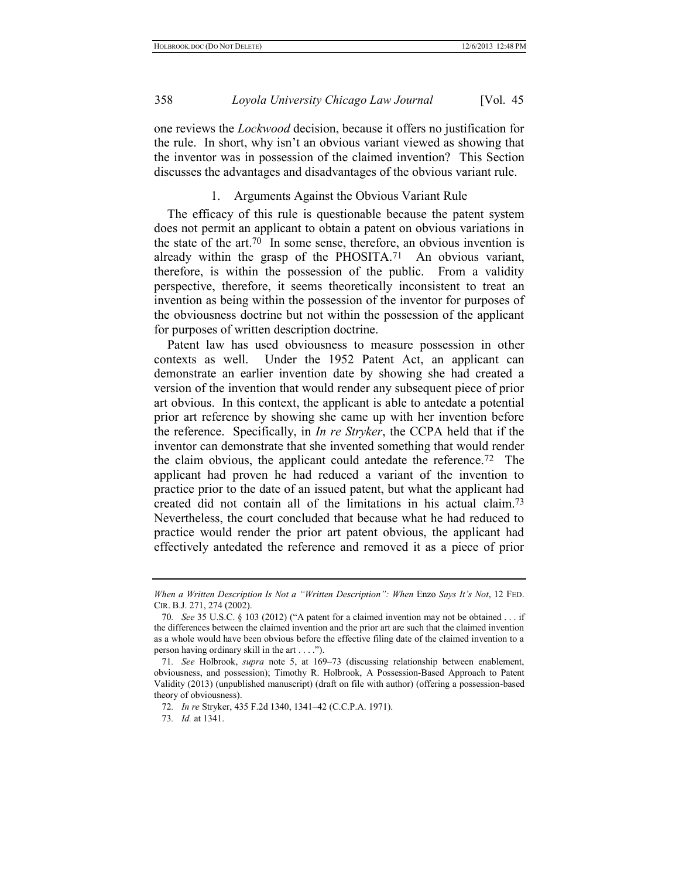one reviews the *Lockwood* decision, because it offers no justification for the rule. In short, why isn't an obvious variant viewed as showing that the inventor was in possession of the claimed invention? This Section discusses the advantages and disadvantages of the obvious variant rule.

### 1. Arguments Against the Obvious Variant Rule

The efficacy of this rule is questionable because the patent system does not permit an applicant to obtain a patent on obvious variations in the state of the art.[70] In some sense, therefore, an obvious invention is already within the grasp of the PHOSITA.[71] An obvious variant, therefore, is within the possession of the public. From a validity perspective, therefore, it seems theoretically inconsistent to treat an invention as being within the possession of the inventor for purposes of the obviousness doctrine but not within the possession of the applicant for purposes of written description doctrine.

Patent law has used obviousness to measure possession in other contexts as well. Under the 1952 Patent Act, an applicant can demonstrate an earlier invention date by showing she had created a version of the invention that would render any subsequent piece of prior art obvious. In this context, the applicant is able to antedate a potential prior art reference by showing she came up with her invention before the reference. Specifically, in *In re Stryker*, the CCPA held that if the inventor can demonstrate that she invented something that would render the claim obvious, the applicant could antedate the reference.[72] The applicant had proven he had reduced a variant of the invention to practice prior to the date of an issued patent, but what the applicant had created did not contain all of the limitations in his actual claim.[73] Nevertheless, the court concluded that because what he had reduced to practice would render the prior art patent obvious, the applicant had effectively antedated the reference and removed it as a piece of prior

---

*When a Written Description Is Not a "Written Description": When* Enzo *Says It's Not*, 12 FED. CIR. B.J. 271, 274 (2002).

70. *See* 35 U.S.C. § 103 (2012) ("A patent for a claimed invention may not be obtained . . . if the differences between the claimed invention and the prior art are such that the claimed invention as a whole would have been obvious before the effective filing date of the claimed invention to a person having ordinary skill in the art . . . .").

71. *See* Holbrook, *supra* note 5, at 169–73 (discussing relationship between enablement, obviousness, and possession); Timothy R. Holbrook, A Possession-Based Approach to Patent Validity (2013) (unpublished manuscript) (draft on file with author) (offering a possession-based theory of obviousness).

72. *In re* Stryker, 435 F.2d 1340, 1341–42 (C.C.P.A. 1971).

73. *Id.* at 1341.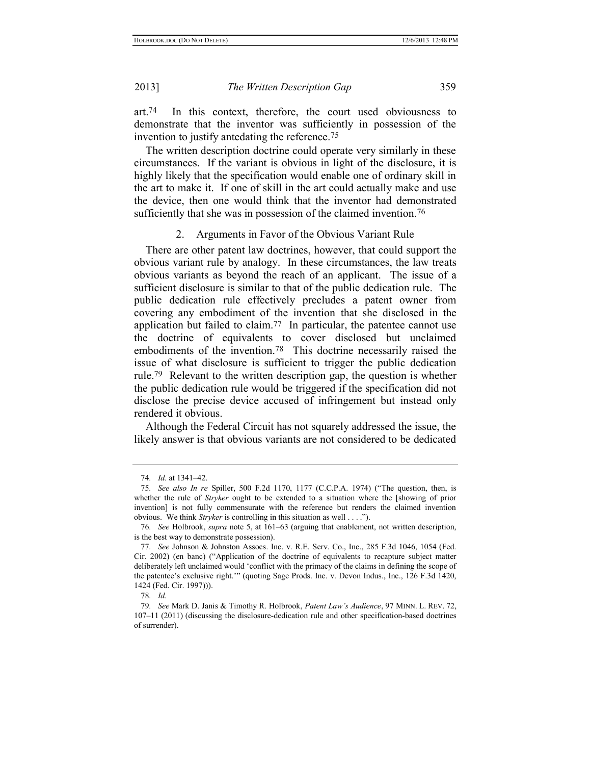art.[74] In this context, therefore, the court used obviousness to demonstrate that the inventor was sufficiently in possession of the invention to justify antedating the reference.[75]

The written description doctrine could operate very similarly in these circumstances. If the variant is obvious in light of the disclosure, it is highly likely that the specification would enable one of ordinary skill in the art to make it. If one of skill in the art could actually make and use the device, then one would think that the inventor had demonstrated sufficiently that she was in possession of the claimed invention.[76]

### 2. Arguments in Favor of the Obvious Variant Rule

There are other patent law doctrines, however, that could support the obvious variant rule by analogy. In these circumstances, the law treats obvious variants as beyond the reach of an applicant. The issue of a sufficient disclosure is similar to that of the public dedication rule. The public dedication rule effectively precludes a patent owner from covering any embodiment of the invention that she disclosed in the application but failed to claim.[77] In particular, the patentee cannot use the doctrine of equivalents to cover disclosed but unclaimed embodiments of the invention.[78] This doctrine necessarily raised the issue of what disclosure is sufficient to trigger the public dedication rule.[79] Relevant to the written description gap, the question is whether the public dedication rule would be triggered if the specification did not disclose the precise device accused of infringement but instead only rendered it obvious.

Although the Federal Circuit has not squarely addressed the issue, the likely answer is that obvious variants are not considered to be dedicated

---

74. *Id.* at 1341–42.

75. *See also In re* Spiller, 500 F.2d 1170, 1177 (C.C.P.A. 1974) ("The question, then, is whether the rule of *Stryker* ought to be extended to a situation where the [showing of prior invention] is not fully commensurate with the reference but renders the claimed invention obvious. We think *Stryker* is controlling in this situation as well . . . .").

76. *See* Holbrook, *supra* note 5, at 161–63 (arguing that enablement, not written description, is the best way to demonstrate possession).

77. *See* Johnson & Johnston Assocs. Inc. v. R.E. Serv. Co., Inc., 285 F.3d 1046, 1054 (Fed. Cir. 2002) (en banc) ("Application of the doctrine of equivalents to recapture subject matter deliberately left unclaimed would 'conflict with the primacy of the claims in defining the scope of the patentee's exclusive right.'" (quoting Sage Prods. Inc. v. Devon Indus., Inc., 126 F.3d 1420, 1424 (Fed. Cir. 1997))).

78. *Id.*

79. *See* Mark D. Janis & Timothy R. Holbrook, *Patent Law's Audience*, 97 MINN. L. REV. 72, 107–11 (2011) (discussing the disclosure-dedication rule and other specification-based doctrines of surrender).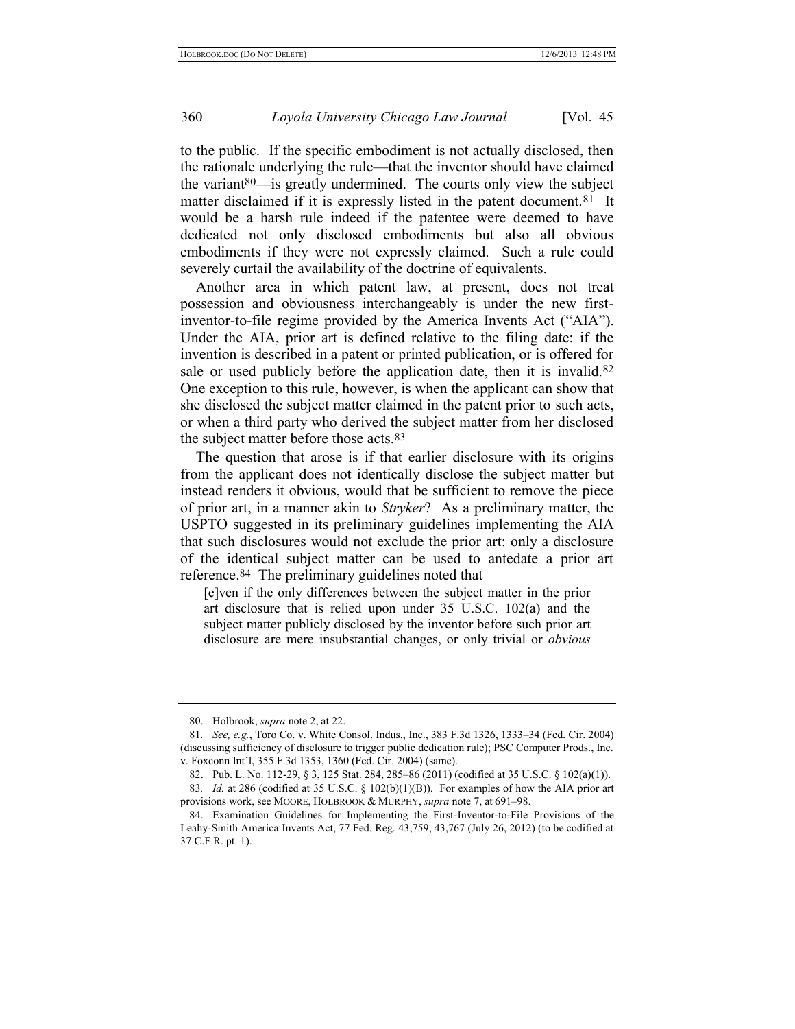to the public. If the specific embodiment is not actually disclosed, then the rationale underlying the rule—that the inventor should have claimed the variant[80]—is greatly undermined. The courts only view the subject matter disclaimed if it is expressly listed in the patent document.[81] It would be a harsh rule indeed if the patentee were deemed to have dedicated not only disclosed embodiments but also all obvious embodiments if they were not expressly claimed. Such a rule could severely curtail the availability of the doctrine of equivalents.

Another area in which patent law, at present, does not treat possession and obviousness interchangeably is under the new first-inventor-to-file regime provided by the America Invents Act ("AIA"). Under the AIA, prior art is defined relative to the filing date: if the invention is described in a patent or printed publication, or is offered for sale or used publicly before the application date, then it is invalid.[82] One exception to this rule, however, is when the applicant can show that she disclosed the subject matter claimed in the patent prior to such acts, or when a third party who derived the subject matter from her disclosed the subject matter before those acts.[83]

The question that arose is if that earlier disclosure with its origins from the applicant does not identically disclose the subject matter but instead renders it obvious, would that be sufficient to remove the piece of prior art, in a manner akin to *Stryker*? As a preliminary matter, the USPTO suggested in its preliminary guidelines implementing the AIA that such disclosures would not exclude the prior art: only a disclosure of the identical subject matter can be used to antedate a prior art reference.[84] The preliminary guidelines noted that

> [e]ven if the only differences between the subject matter in the prior art disclosure that is relied upon under 35 U.S.C. 102(a) and the subject matter publicly disclosed by the inventor before such prior art disclosure are mere insubstantial changes, or only trivial or *obvious*

---

80. Holbrook, *supra* note 2, at 22.

81. *See, e.g.*, Toro Co. v. White Consol. Indus., Inc., 383 F.3d 1326, 1333–34 (Fed. Cir. 2004) (discussing sufficiency of disclosure to trigger public dedication rule); PSC Computer Prods., Inc. v. Foxconn Int'l, 355 F.3d 1353, 1360 (Fed. Cir. 2004) (same).

82. Pub. L. No. 112-29, § 3, 125 Stat. 284, 285–86 (2011) (codified at 35 U.S.C. § 102(a)(1)).

83. *Id.* at 286 (codified at 35 U.S.C. § 102(b)(1)(B)). For examples of how the AIA prior art provisions work, see MOORE, HOLBROOK & MURPHY, *supra* note 7, at 691–98.

84. Examination Guidelines for Implementing the First-Inventor-to-File Provisions of the Leahy-Smith America Invents Act, 77 Fed. Reg. 43,759, 43,767 (July 26, 2012) (to be codified at 37 C.F.R. pt. 1).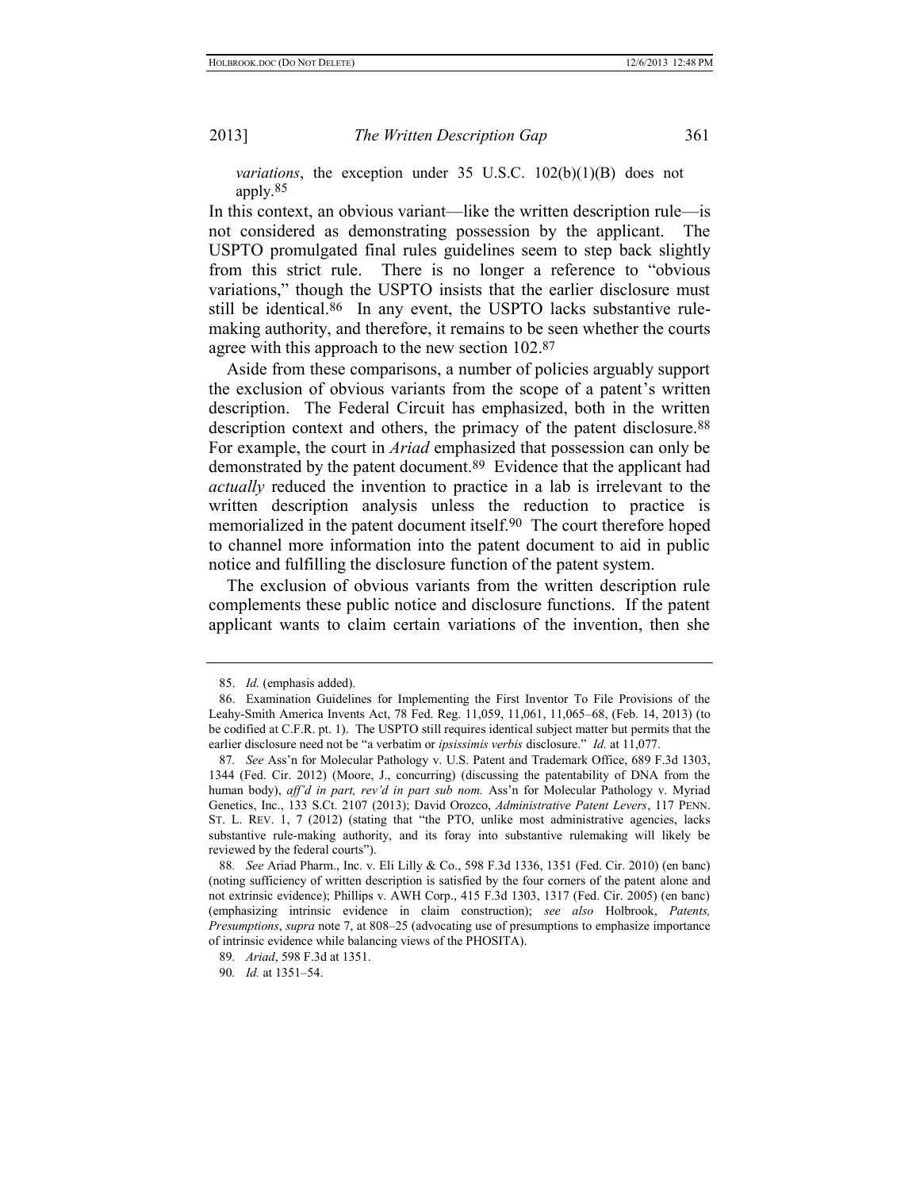> *variations*, the exception under 35 U.S.C. 102(b)(1)(B) does not apply.[85]

In this context, an obvious variant—like the written description rule—is not considered as demonstrating possession by the applicant. The USPTO promulgated final rules guidelines seem to step back slightly from this strict rule. There is no longer a reference to "obvious variations," though the USPTO insists that the earlier disclosure must still be identical.[86] In any event, the USPTO lacks substantive rule-making authority, and therefore, it remains to be seen whether the courts agree with this approach to the new section 102.[87]

Aside from these comparisons, a number of policies arguably support the exclusion of obvious variants from the scope of a patent's written description. The Federal Circuit has emphasized, both in the written description context and others, the primacy of the patent disclosure.[88] For example, the court in *Ariad* emphasized that possession can only be demonstrated by the patent document.[89] Evidence that the applicant had *actually* reduced the invention to practice in a lab is irrelevant to the written description analysis unless the reduction to practice is memorialized in the patent document itself.[90] The court therefore hoped to channel more information into the patent document to aid in public notice and fulfilling the disclosure function of the patent system.

The exclusion of obvious variants from the written description rule complements these public notice and disclosure functions. If the patent applicant wants to claim certain variations of the invention, then she

---

85. *Id.* (emphasis added).

86. Examination Guidelines for Implementing the First Inventor To File Provisions of the Leahy-Smith America Invents Act, 78 Fed. Reg. 11,059, 11,061, 11,065–68, (Feb. 14, 2013) (to be codified at C.F.R. pt. 1). The USPTO still requires identical subject matter but permits that the earlier disclosure need not be "a verbatim or *ipsissimis verbis* disclosure." *Id.* at 11,077.

87. *See* Ass'n for Molecular Pathology v. U.S. Patent and Trademark Office, 689 F.3d 1303, 1344 (Fed. Cir. 2012) (Moore, J., concurring) (discussing the patentability of DNA from the human body), *aff'd in part, rev'd in part sub nom.* Ass'n for Molecular Pathology v. Myriad Genetics, Inc., 133 S.Ct. 2107 (2013); David Orozco, *Administrative Patent Levers*, 117 PENN. ST. L. REV. 1, 7 (2012) (stating that "the PTO, unlike most administrative agencies, lacks substantive rule-making authority, and its foray into substantive rulemaking will likely be reviewed by the federal courts").

88. *See* Ariad Pharm., Inc. v. Eli Lilly & Co., 598 F.3d 1336, 1351 (Fed. Cir. 2010) (en banc) (noting sufficiency of written description is satisfied by the four corners of the patent alone and not extrinsic evidence); Phillips v. AWH Corp., 415 F.3d 1303, 1317 (Fed. Cir. 2005) (en banc) (emphasizing intrinsic evidence in claim construction); *see also* Holbrook, *Patents, Presumptions*, *supra* note 7, at 808–25 (advocating use of presumptions to emphasize importance of intrinsic evidence while balancing views of the PHOSITA).

89. *Ariad*, 598 F.3d at 1351.

90. *Id.* at 1351–54.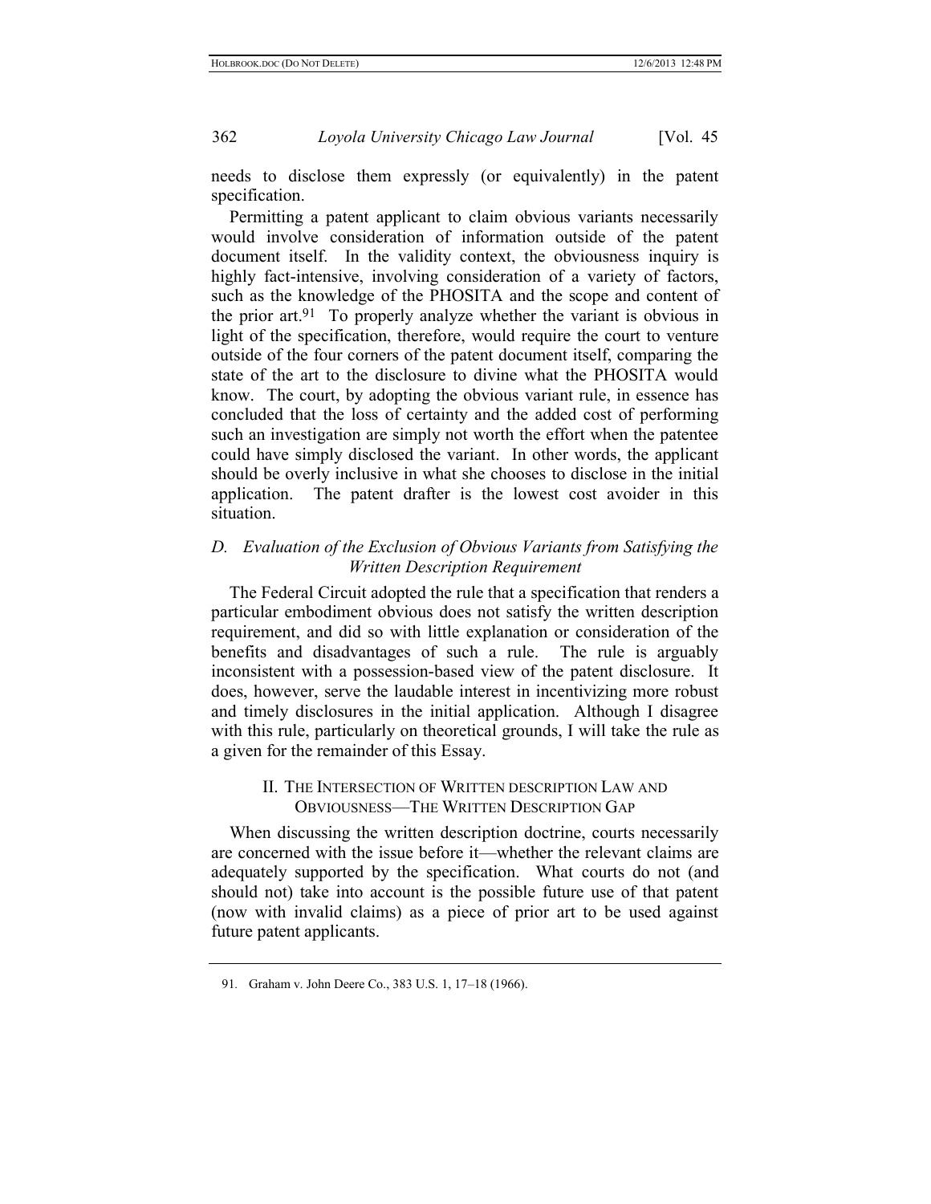needs to disclose them expressly (or equivalently) in the patent specification.

Permitting a patent applicant to claim obvious variants necessarily would involve consideration of information outside of the patent document itself. In the validity context, the obviousness inquiry is highly fact-intensive, involving consideration of a variety of factors, such as the knowledge of the PHOSITA and the scope and content of the prior art.[91] To properly analyze whether the variant is obvious in light of the specification, therefore, would require the court to venture outside of the four corners of the patent document itself, comparing the state of the art to the disclosure to divine what the PHOSITA would know. The court, by adopting the obvious variant rule, in essence has concluded that the loss of certainty and the added cost of performing such an investigation are simply not worth the effort when the patentee could have simply disclosed the variant. In other words, the applicant should be overly inclusive in what she chooses to disclose in the initial application. The patent drafter is the lowest cost avoider in this situation.

### *D. Evaluation of the Exclusion of Obvious Variants from Satisfying the Written Description Requirement*

The Federal Circuit adopted the rule that a specification that renders a particular embodiment obvious does not satisfy the written description requirement, and did so with little explanation or consideration of the benefits and disadvantages of such a rule. The rule is arguably inconsistent with a possession-based view of the patent disclosure. It does, however, serve the laudable interest in incentivizing more robust and timely disclosures in the initial application. Although I disagree with this rule, particularly on theoretical grounds, I will take the rule as a given for the remainder of this Essay.

## II. The Intersection of Written description Law and Obviousness—The Written Description Gap

When discussing the written description doctrine, courts necessarily are concerned with the issue before it—whether the relevant claims are adequately supported by the specification. What courts do not (and should not) take into account is the possible future use of that patent (now with invalid claims) as a piece of prior art to be used against future patent applicants.

91. Graham v. John Deere Co., 383 U.S. 1, 17–18 (1966).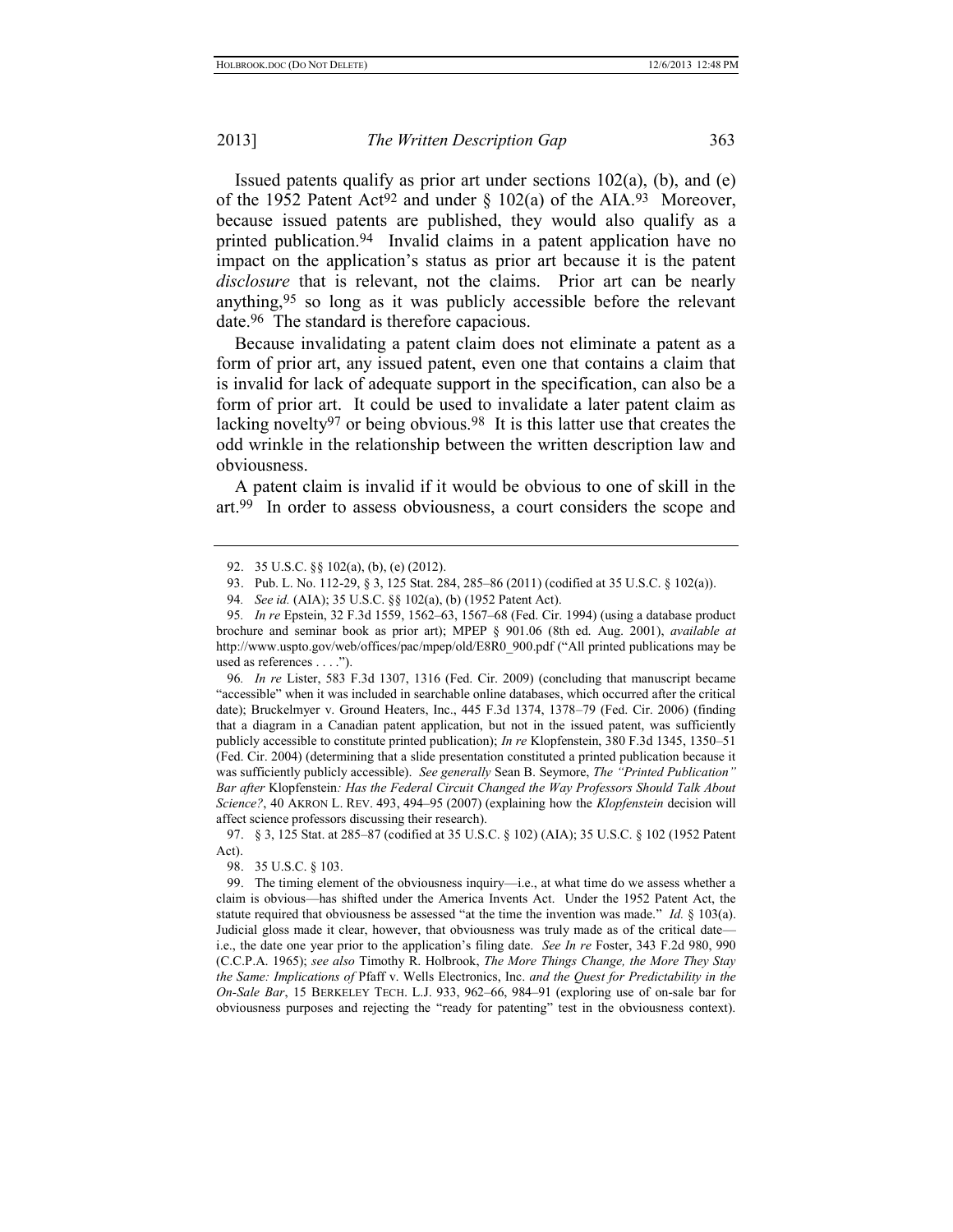Issued patents qualify as prior art under sections 102(a), (b), and (e) of the 1952 Patent Act[92] and under § 102(a) of the AIA.[93] Moreover, because issued patents are published, they would also qualify as a printed publication.[94] Invalid claims in a patent application have no impact on the application's status as prior art because it is the patent *disclosure* that is relevant, not the claims. Prior art can be nearly anything,[95] so long as it was publicly accessible before the relevant date.[96] The standard is therefore capacious.

Because invalidating a patent claim does not eliminate a patent as a form of prior art, any issued patent, even one that contains a claim that is invalid for lack of adequate support in the specification, can also be a form of prior art. It could be used to invalidate a later patent claim as lacking novelty[97] or being obvious.[98] It is this latter use that creates the odd wrinkle in the relationship between the written description law and obviousness.

A patent claim is invalid if it would be obvious to one of skill in the art.[99] In order to assess obviousness, a court considers the scope and

---

92. 35 U.S.C. §§ 102(a), (b), (e) (2012).

93. Pub. L. No. 112-29, § 3, 125 Stat. 284, 285–86 (2011) (codified at 35 U.S.C. § 102(a)).

94. *See id.* (AIA); 35 U.S.C. §§ 102(a), (b) (1952 Patent Act).

95. *In re* Epstein, 32 F.3d 1559, 1562–63, 1567–68 (Fed. Cir. 1994) (using a database product brochure and seminar book as prior art); MPEP § 901.06 (8th ed. Aug. 2001), *available at* http://www.uspto.gov/web/offices/pac/mpep/old/E8R0_900.pdf ("All printed publications may be used as references . . . .").

96. *In re* Lister, 583 F.3d 1307, 1316 (Fed. Cir. 2009) (concluding that manuscript became "accessible" when it was included in searchable online databases, which occurred after the critical date); Bruckelmyer v. Ground Heaters, Inc., 445 F.3d 1374, 1378–79 (Fed. Cir. 2006) (finding that a diagram in a Canadian patent application, but not in the issued patent, was sufficiently publicly accessible to constitute printed publication); *In re* Klopfenstein, 380 F.3d 1345, 1350–51 (Fed. Cir. 2004) (determining that a slide presentation constituted a printed publication because it was sufficiently publicly accessible). *See generally* Sean B. Seymore, *The "Printed Publication" Bar after* Klopfenstein*: Has the Federal Circuit Changed the Way Professors Should Talk About Science?*, 40 AKRON L. REV. 493, 494–95 (2007) (explaining how the *Klopfenstein* decision will affect science professors discussing their research).

97. § 3, 125 Stat. at 285–87 (codified at 35 U.S.C. § 102) (AIA); 35 U.S.C. § 102 (1952 Patent Act).

98. 35 U.S.C. § 103.

99. The timing element of the obviousness inquiry—i.e., at what time do we assess whether a claim is obvious—has shifted under the America Invents Act. Under the 1952 Patent Act, the statute required that obviousness be assessed "at the time the invention was made." *Id.* § 103(a). Judicial gloss made it clear, however, that obviousness was truly made as of the critical date—i.e., the date one year prior to the application's filing date. *See In re* Foster, 343 F.2d 980, 990 (C.C.P.A. 1965); *see also* Timothy R. Holbrook, *The More Things Change, the More They Stay the Same: Implications of* Pfaff v. Wells Electronics, Inc. *and the Quest for Predictability in the On-Sale Bar*, 15 BERKELEY TECH. L.J. 933, 962–66, 984–91 (exploring use of on-sale bar for obviousness purposes and rejecting the "ready for patenting" test in the obviousness context).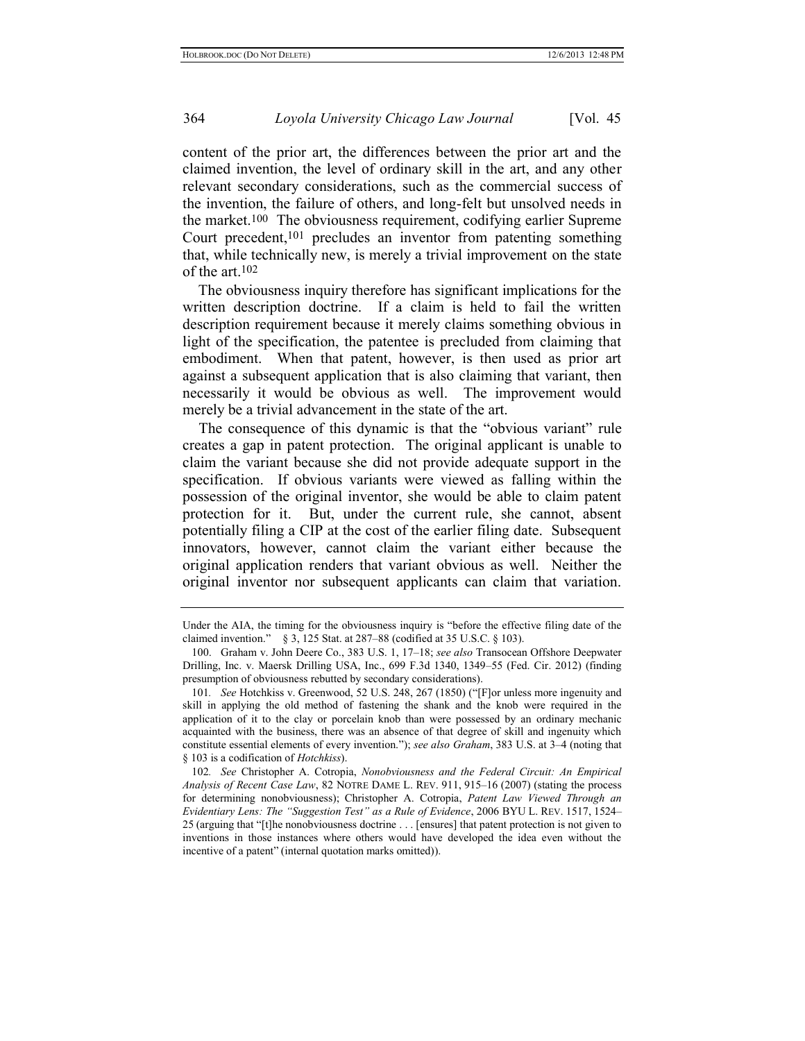content of the prior art, the differences between the prior art and the claimed invention, the level of ordinary skill in the art, and any other relevant secondary considerations, such as the commercial success of the invention, the failure of others, and long-felt but unsolved needs in the market.[100] The obviousness requirement, codifying earlier Supreme Court precedent,[101] precludes an inventor from patenting something that, while technically new, is merely a trivial improvement on the state of the art.[102]

The obviousness inquiry therefore has significant implications for the written description doctrine. If a claim is held to fail the written description requirement because it merely claims something obvious in light of the specification, the patentee is precluded from claiming that embodiment. When that patent, however, is then used as prior art against a subsequent application that is also claiming that variant, then necessarily it would be obvious as well. The improvement would merely be a trivial advancement in the state of the art.

The consequence of this dynamic is that the "obvious variant" rule creates a gap in patent protection. The original applicant is unable to claim the variant because she did not provide adequate support in the specification. If obvious variants were viewed as falling within the possession of the original inventor, she would be able to claim patent protection for it. But, under the current rule, she cannot, absent potentially filing a CIP at the cost of the earlier filing date. Subsequent innovators, however, cannot claim the variant either because the original application renders that variant obvious as well. Neither the original inventor nor subsequent applicants can claim that variation.

---

Under the AIA, the timing for the obviousness inquiry is "before the effective filing date of the claimed invention." § 3, 125 Stat. at 287–88 (codified at 35 U.S.C. § 103).

100. Graham v. John Deere Co., 383 U.S. 1, 17–18; *see also* Transocean Offshore Deepwater Drilling, Inc. v. Maersk Drilling USA, Inc., 699 F.3d 1340, 1349–55 (Fed. Cir. 2012) (finding presumption of obviousness rebutted by secondary considerations).

101. *See* Hotchkiss v. Greenwood, 52 U.S. 248, 267 (1850) ("[F]or unless more ingenuity and skill in applying the old method of fastening the shank and the knob were required in the application of it to the clay or porcelain knob than were possessed by an ordinary mechanic acquainted with the business, there was an absence of that degree of skill and ingenuity which constitute essential elements of every invention."); *see also Graham*, 383 U.S. at 3–4 (noting that § 103 is a codification of *Hotchkiss*).

102. *See* Christopher A. Cotropia, *Nonobviousness and the Federal Circuit: An Empirical Analysis of Recent Case Law*, 82 NOTRE DAME L. REV. 911, 915–16 (2007) (stating the process for determining nonobviousness); Christopher A. Cotropia, *Patent Law Viewed Through an Evidentiary Lens: The "Suggestion Test" as a Rule of Evidence*, 2006 BYU L. REV. 1517, 1524–25 (arguing that "[t]he nonobviousness doctrine . . . [ensures] that patent protection is not given to inventions in those instances where others would have developed the idea even without the incentive of a patent" (internal quotation marks omitted)).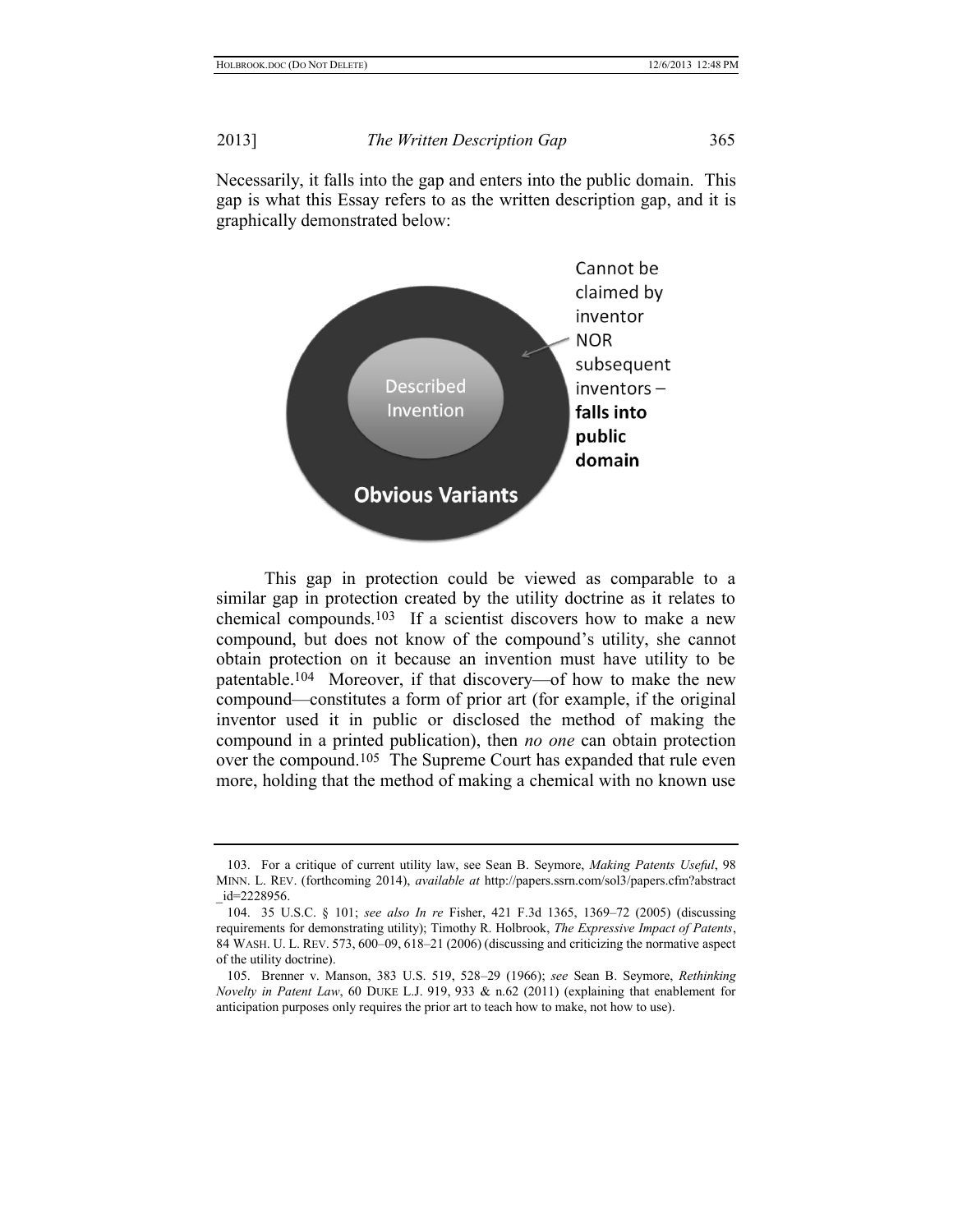Necessarily, it falls into the gap and enters into the public domain. This gap is what this Essay refers to as the written description gap, and it is graphically demonstrated below:

Described Invention

Obvious Variants

Cannot be claimed by inventor NOR subsequent inventors – **falls into public domain**

This gap in protection could be viewed as comparable to a similar gap in protection created by the utility doctrine as it relates to chemical compounds.[103] If a scientist discovers how to make a new compound, but does not know of the compound's utility, she cannot obtain protection on it because an invention must have utility to be patentable.[104] Moreover, if that discovery—of how to make the new compound—constitutes a form of prior art (for example, if the original inventor used it in public or disclosed the method of making the compound in a printed publication), then *no one* can obtain protection over the compound.[105] The Supreme Court has expanded that rule even more, holding that the method of making a chemical with no known use

---

103. For a critique of current utility law, see Sean B. Seymore, *Making Patents Useful*, 98 MINN. L. REV. (forthcoming 2014), *available at* http://papers.ssrn.com/sol3/papers.cfm?abstract_id=2228956.

104. 35 U.S.C. § 101; *see also In re* Fisher, 421 F.3d 1365, 1369–72 (2005) (discussing requirements for demonstrating utility); Timothy R. Holbrook, *The Expressive Impact of Patents*, 84 WASH. U. L. REV. 573, 600–09, 618–21 (2006) (discussing and criticizing the normative aspect of the utility doctrine).

105. Brenner v. Manson, 383 U.S. 519, 528–29 (1966); *see* Sean B. Seymore, *Rethinking Novelty in Patent Law*, 60 DUKE L.J. 919, 933 & n.62 (2011) (explaining that enablement for anticipation purposes only requires the prior art to teach how to make, not how to use).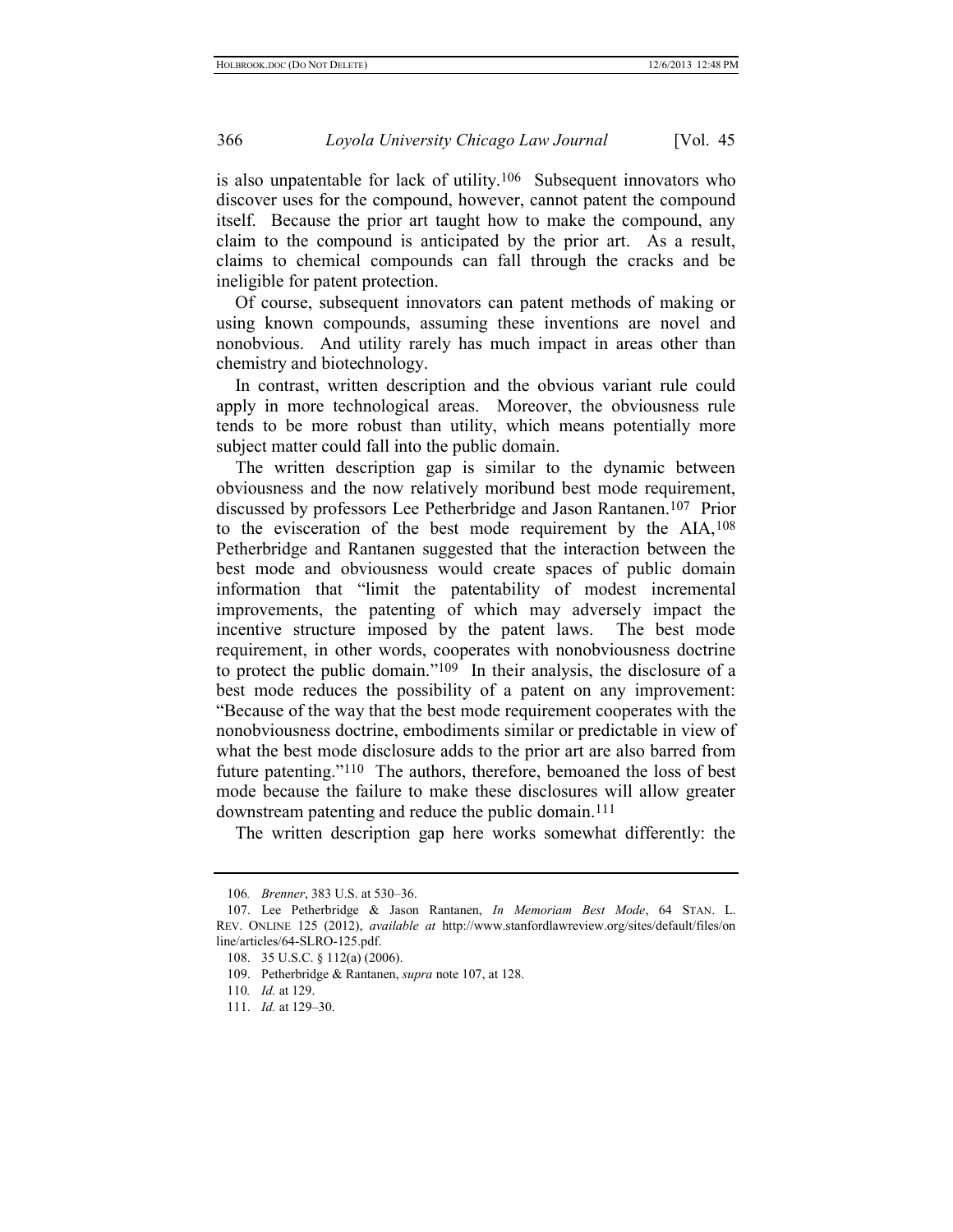is also unpatentable for lack of utility.[106] Subsequent innovators who discover uses for the compound, however, cannot patent the compound itself. Because the prior art taught how to make the compound, any claim to the compound is anticipated by the prior art. As a result, claims to chemical compounds can fall through the cracks and be ineligible for patent protection.

Of course, subsequent innovators can patent methods of making or using known compounds, assuming these inventions are novel and nonobvious. And utility rarely has much impact in areas other than chemistry and biotechnology.

In contrast, written description and the obvious variant rule could apply in more technological areas. Moreover, the obviousness rule tends to be more robust than utility, which means potentially more subject matter could fall into the public domain.

The written description gap is similar to the dynamic between obviousness and the now relatively moribund best mode requirement, discussed by professors Lee Petherbridge and Jason Rantanen.[107] Prior to the evisceration of the best mode requirement by the AIA,[108] Petherbridge and Rantanen suggested that the interaction between the best mode and obviousness would create spaces of public domain information that "limit the patentability of modest incremental improvements, the patenting of which may adversely impact the incentive structure imposed by the patent laws. The best mode requirement, in other words, cooperates with nonobviousness doctrine to protect the public domain."[109] In their analysis, the disclosure of a best mode reduces the possibility of a patent on any improvement: "Because of the way that the best mode requirement cooperates with the nonobviousness doctrine, embodiments similar or predictable in view of what the best mode disclosure adds to the prior art are also barred from future patenting."[110] The authors, therefore, bemoaned the loss of best mode because the failure to make these disclosures will allow greater downstream patenting and reduce the public domain.[111]

The written description gap here works somewhat differently: the

---

106. *Brenner*, 383 U.S. at 530–36.

107. Lee Petherbridge & Jason Rantanen, *In Memoriam Best Mode*, 64 STAN. L. REV. ONLINE 125 (2012), *available at* http://www.stanfordlawreview.org/sites/default/files/online/articles/64-SLRO-125.pdf.

108. 35 U.S.C. § 112(a) (2006).

109. Petherbridge & Rantanen, *supra* note 107, at 128.

110. *Id.* at 129.

111. *Id.* at 129–30.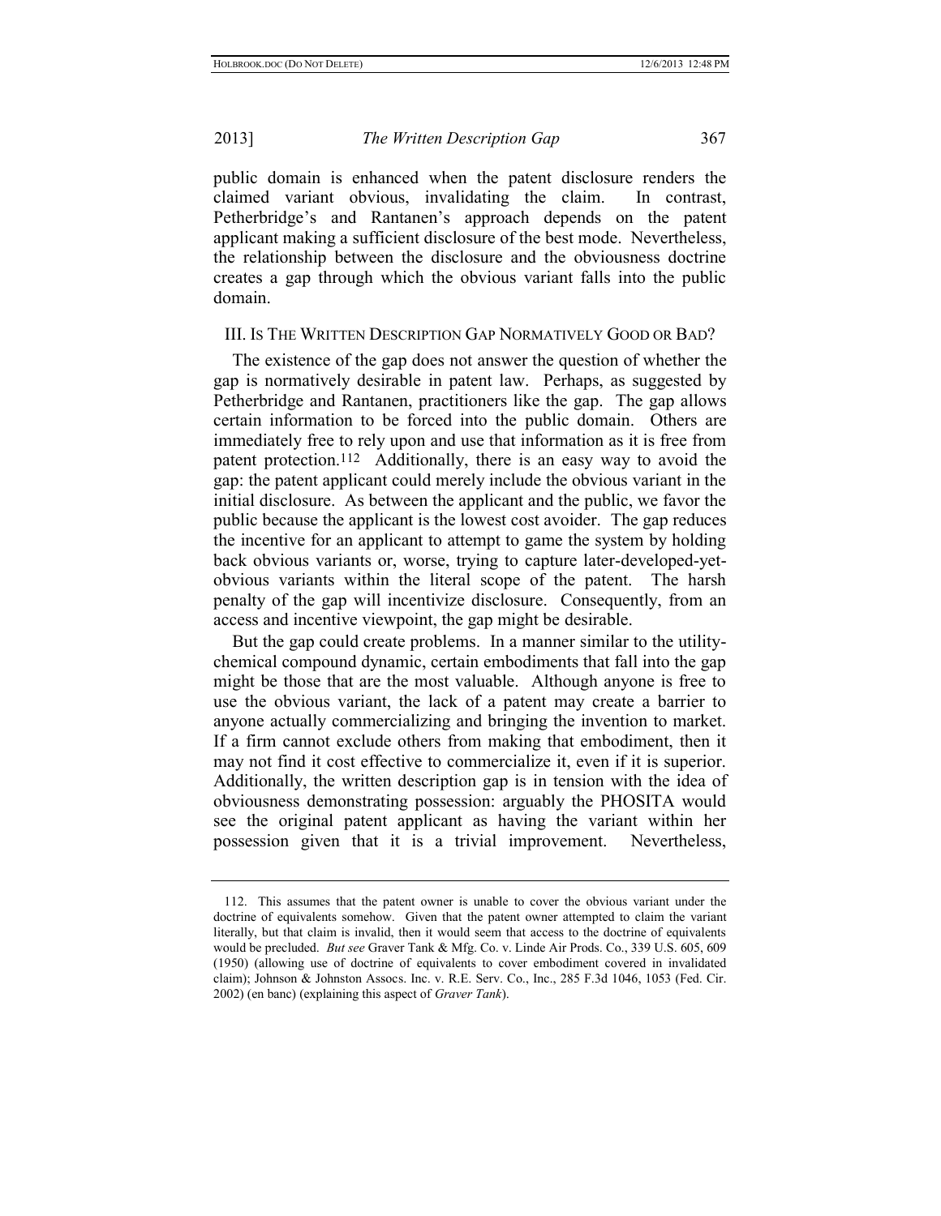public domain is enhanced when the patent disclosure renders the claimed variant obvious, invalidating the claim. In contrast, Petherbridge's and Rantanen's approach depends on the patent applicant making a sufficient disclosure of the best mode. Nevertheless, the relationship between the disclosure and the obviousness doctrine creates a gap through which the obvious variant falls into the public domain.

## III. IS THE WRITTEN DESCRIPTION GAP NORMATIVELY GOOD OR BAD?

The existence of the gap does not answer the question of whether the gap is normatively desirable in patent law. Perhaps, as suggested by Petherbridge and Rantanen, practitioners like the gap. The gap allows certain information to be forced into the public domain. Others are immediately free to rely upon and use that information as it is free from patent protection.[112] Additionally, there is an easy way to avoid the gap: the patent applicant could merely include the obvious variant in the initial disclosure. As between the applicant and the public, we favor the public because the applicant is the lowest cost avoider. The gap reduces the incentive for an applicant to attempt to game the system by holding back obvious variants or, worse, trying to capture later-developed-yet-obvious variants within the literal scope of the patent. The harsh penalty of the gap will incentivize disclosure. Consequently, from an access and incentive viewpoint, the gap might be desirable.

But the gap could create problems. In a manner similar to the utility-chemical compound dynamic, certain embodiments that fall into the gap might be those that are the most valuable. Although anyone is free to use the obvious variant, the lack of a patent may create a barrier to anyone actually commercializing and bringing the invention to market. If a firm cannot exclude others from making that embodiment, then it may not find it cost effective to commercialize it, even if it is superior. Additionally, the written description gap is in tension with the idea of obviousness demonstrating possession: arguably the PHOSITA would see the original patent applicant as having the variant within her possession given that it is a trivial improvement. Nevertheless,

---

112. This assumes that the patent owner is unable to cover the obvious variant under the doctrine of equivalents somehow. Given that the patent owner attempted to claim the variant literally, but that claim is invalid, then it would seem that access to the doctrine of equivalents would be precluded. *But see* Graver Tank & Mfg. Co. v. Linde Air Prods. Co., 339 U.S. 605, 609 (1950) (allowing use of doctrine of equivalents to cover embodiment covered in invalidated claim); Johnson & Johnston Assocs. Inc. v. R.E. Serv. Co., Inc., 285 F.3d 1046, 1053 (Fed. Cir. 2002) (en banc) (explaining this aspect of *Graver Tank*).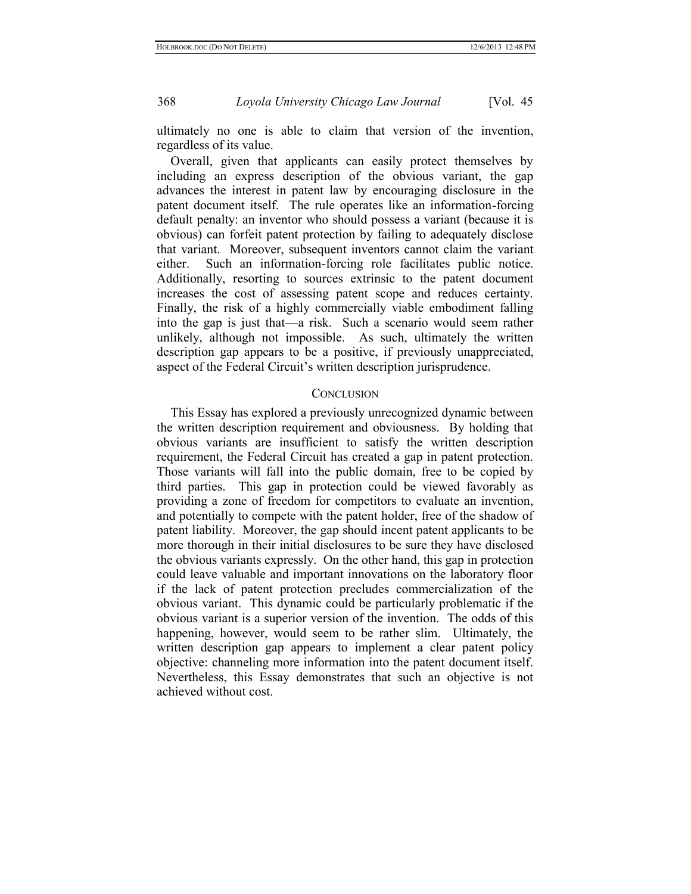ultimately no one is able to claim that version of the invention, regardless of its value.

Overall, given that applicants can easily protect themselves by including an express description of the obvious variant, the gap advances the interest in patent law by encouraging disclosure in the patent document itself. The rule operates like an information-forcing default penalty: an inventor who should possess a variant (because it is obvious) can forfeit patent protection by failing to adequately disclose that variant. Moreover, subsequent inventors cannot claim the variant either. Such an information-forcing role facilitates public notice. Additionally, resorting to sources extrinsic to the patent document increases the cost of assessing patent scope and reduces certainty. Finally, the risk of a highly commercially viable embodiment falling into the gap is just that—a risk. Such a scenario would seem rather unlikely, although not impossible. As such, ultimately the written description gap appears to be a positive, if previously unappreciated, aspect of the Federal Circuit's written description jurisprudence.

## CONCLUSION

This Essay has explored a previously unrecognized dynamic between the written description requirement and obviousness. By holding that obvious variants are insufficient to satisfy the written description requirement, the Federal Circuit has created a gap in patent protection. Those variants will fall into the public domain, free to be copied by third parties. This gap in protection could be viewed favorably as providing a zone of freedom for competitors to evaluate an invention, and potentially to compete with the patent holder, free of the shadow of patent liability. Moreover, the gap should incent patent applicants to be more thorough in their initial disclosures to be sure they have disclosed the obvious variants expressly. On the other hand, this gap in protection could leave valuable and important innovations on the laboratory floor if the lack of patent protection precludes commercialization of the obvious variant. This dynamic could be particularly problematic if the obvious variant is a superior version of the invention. The odds of this happening, however, would seem to be rather slim. Ultimately, the written description gap appears to implement a clear patent policy objective: channeling more information into the patent document itself. Nevertheless, this Essay demonstrates that such an objective is not achieved without cost.